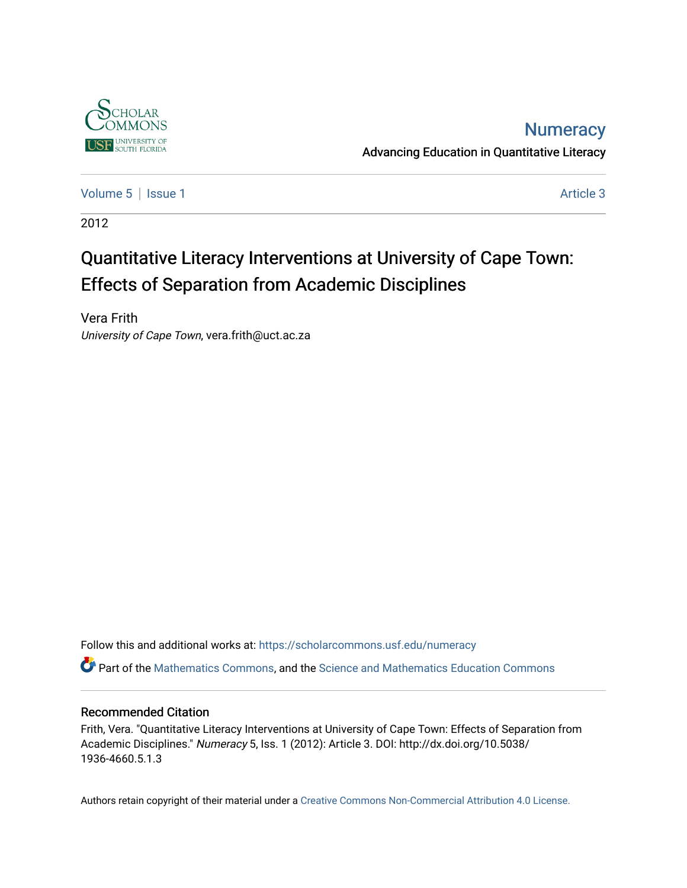Numeracy

Advancing Education in Quantitative Literacy

Volume 5 | Issue 1 Article 3

2012

# Quantitative Literacy Interventions at University of Cape Town: Effects of Separation from Academic Disciplines

Vera Frith

*University of Cape Town*, vera.frith@uct.ac.za

Follow this and additional works at: https://scholarcommons.usf.edu/numeracy

Part of the Mathematics Commons, and the Science and Mathematics Education Commons

## Recommended Citation

Frith, Vera. "Quantitative Literacy Interventions at University of Cape Town: Effects of Separation from Academic Disciplines." *Numeracy* 5, Iss. 1 (2012): Article 3. DOI: http://dx.doi.org/10.5038/1936-4660.5.1.3

Authors retain copyright of their material under a Creative Commons Non-Commercial Attribution 4.0 License.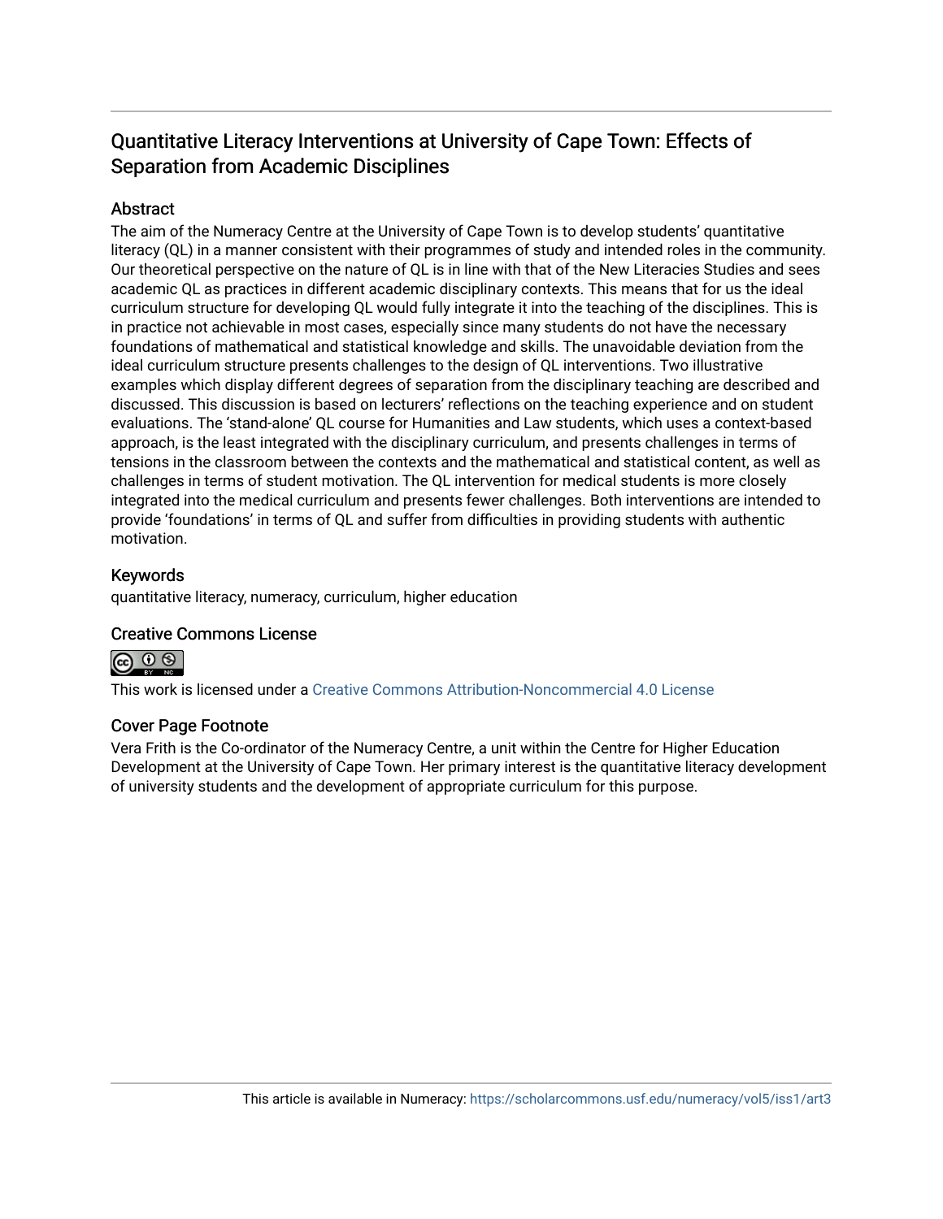# Quantitative Literacy Interventions at University of Cape Town: Effects of Separation from Academic Disciplines

## Abstract

The aim of the Numeracy Centre at the University of Cape Town is to develop students' quantitative literacy (QL) in a manner consistent with their programmes of study and intended roles in the community. Our theoretical perspective on the nature of QL is in line with that of the New Literacies Studies and sees academic QL as practices in different academic disciplinary contexts. This means that for us the ideal curriculum structure for developing QL would fully integrate it into the teaching of the disciplines. This is in practice not achievable in most cases, especially since many students do not have the necessary foundations of mathematical and statistical knowledge and skills. The unavoidable deviation from the ideal curriculum structure presents challenges to the design of QL interventions. Two illustrative examples which display different degrees of separation from the disciplinary teaching are described and discussed. This discussion is based on lecturers' reflections on the teaching experience and on student evaluations. The 'stand-alone' QL course for Humanities and Law students, which uses a context-based approach, is the least integrated with the disciplinary curriculum, and presents challenges in terms of tensions in the classroom between the contexts and the mathematical and statistical content, as well as challenges in terms of student motivation. The QL intervention for medical students is more closely integrated into the medical curriculum and presents fewer challenges. Both interventions are intended to provide 'foundations' in terms of QL and suffer from difficulties in providing students with authentic motivation.

## Keywords

quantitative literacy, numeracy, curriculum, higher education

## Creative Commons License

This work is licensed under a Creative Commons Attribution-Noncommercial 4.0 License

## Cover Page Footnote

Vera Frith is the Co-ordinator of the Numeracy Centre, a unit within the Centre for Higher Education Development at the University of Cape Town. Her primary interest is the quantitative literacy development of university students and the development of appropriate curriculum for this purpose.

This article is available in Numeracy: https://scholarcommons.usf.edu/numeracy/vol5/iss1/art3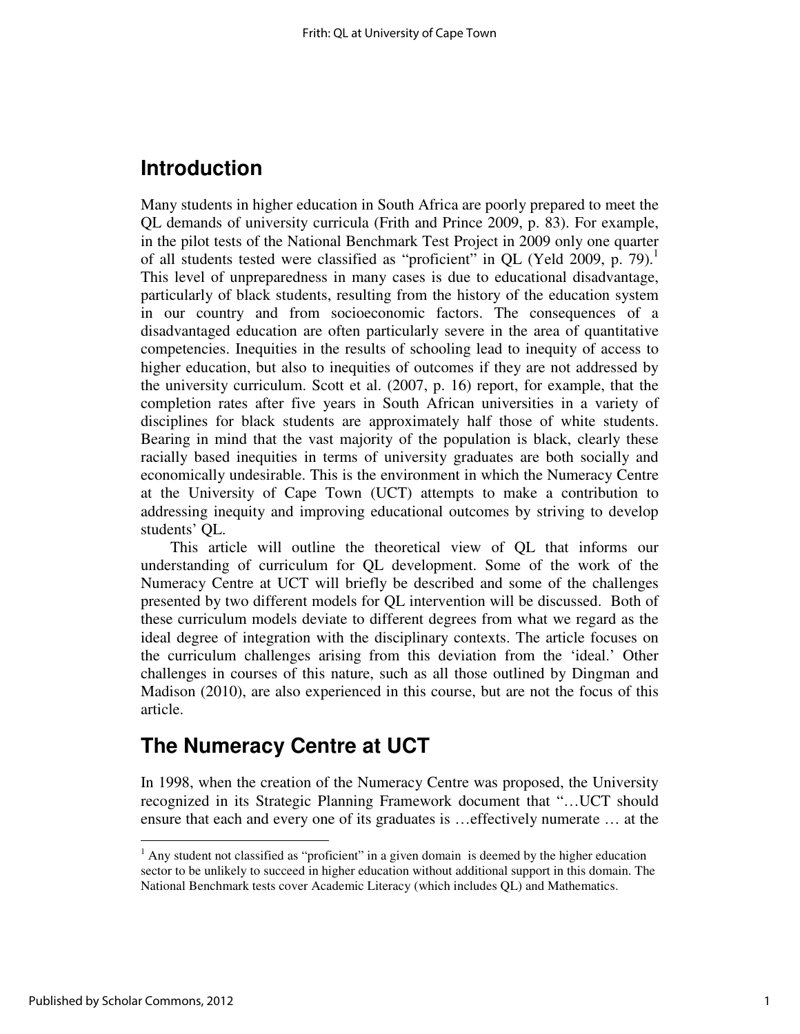## Introduction

Many students in higher education in South Africa are poorly prepared to meet the QL demands of university curricula (Frith and Prince 2009, p. 83). For example, in the pilot tests of the National Benchmark Test Project in 2009 only one quarter of all students tested were classified as "proficient" in QL (Yeld 2009, p. 79).[1] This level of unpreparedness in many cases is due to educational disadvantage, particularly of black students, resulting from the history of the education system in our country and from socioeconomic factors. The consequences of a disadvantaged education are often particularly severe in the area of quantitative competencies. Inequities in the results of schooling lead to inequity of access to higher education, but also to inequities of outcomes if they are not addressed by the university curriculum. Scott et al. (2007, p. 16) report, for example, that the completion rates after five years in South African universities in a variety of disciplines for black students are approximately half those of white students. Bearing in mind that the vast majority of the population is black, clearly these racially based inequities in terms of university graduates are both socially and economically undesirable. This is the environment in which the Numeracy Centre at the University of Cape Town (UCT) attempts to make a contribution to addressing inequity and improving educational outcomes by striving to develop students' QL.

This article will outline the theoretical view of QL that informs our understanding of curriculum for QL development. Some of the work of the Numeracy Centre at UCT will briefly be described and some of the challenges presented by two different models for QL intervention will be discussed. Both of these curriculum models deviate to different degrees from what we regard as the ideal degree of integration with the disciplinary contexts. The article focuses on the curriculum challenges arising from this deviation from the 'ideal.' Other challenges in courses of this nature, such as all those outlined by Dingman and Madison (2010), are also experienced in this course, but are not the focus of this article.

## The Numeracy Centre at UCT

In 1998, when the creation of the Numeracy Centre was proposed, the University recognized in its Strategic Planning Framework document that "…UCT should ensure that each and every one of its graduates is …effectively numerate … at the

[1] Any student not classified as "proficient" in a given domain is deemed by the higher education sector to be unlikely to succeed in higher education without additional support in this domain. The National Benchmark tests cover Academic Literacy (which includes QL) and Mathematics.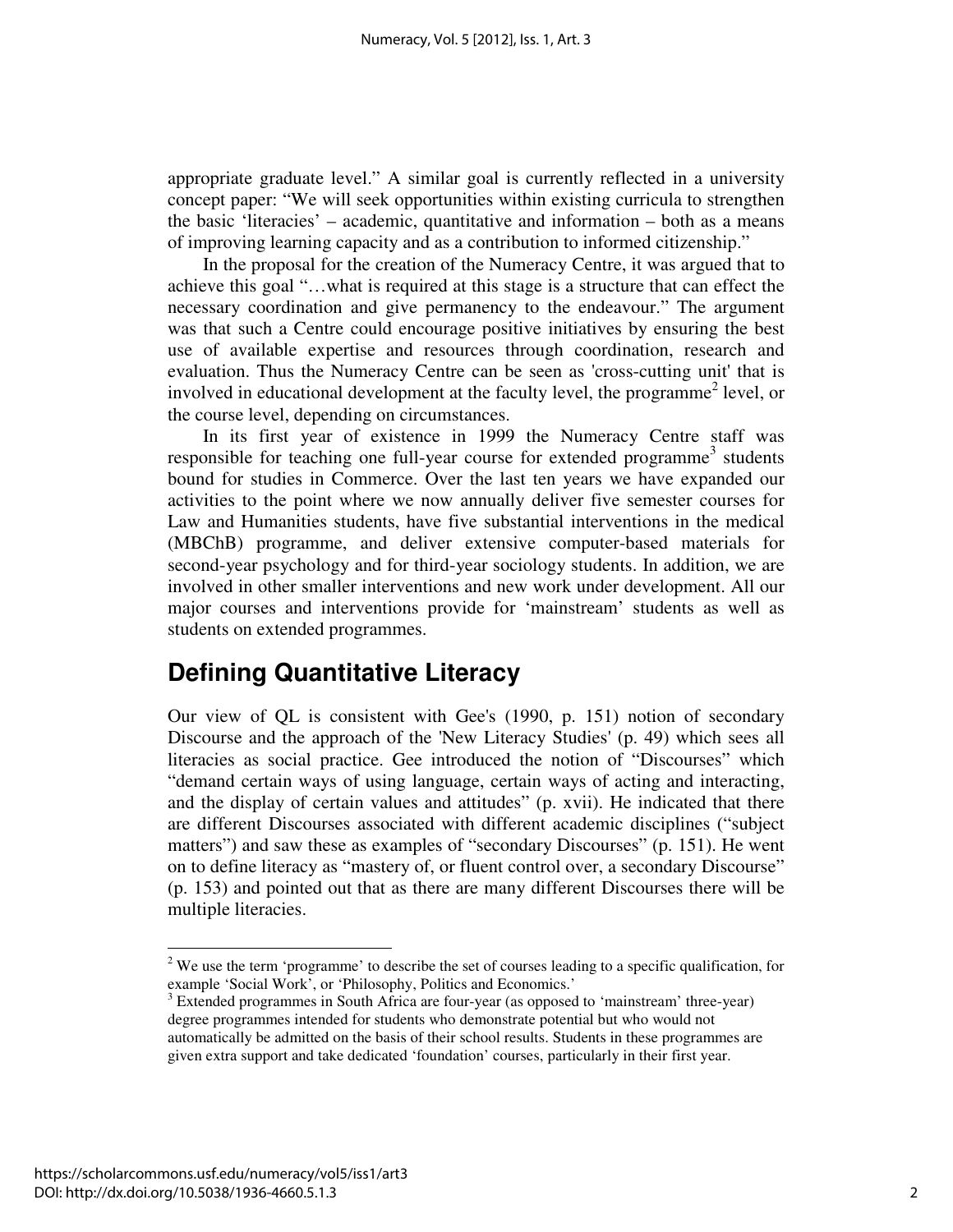appropriate graduate level." A similar goal is currently reflected in a university concept paper: "We will seek opportunities within existing curricula to strengthen the basic 'literacies' – academic, quantitative and information – both as a means of improving learning capacity and as a contribution to informed citizenship."

In the proposal for the creation of the Numeracy Centre, it was argued that to achieve this goal "…what is required at this stage is a structure that can effect the necessary coordination and give permanency to the endeavour." The argument was that such a Centre could encourage positive initiatives by ensuring the best use of available expertise and resources through coordination, research and evaluation. Thus the Numeracy Centre can be seen as 'cross-cutting unit' that is involved in educational development at the faculty level, the programme[2] level, or the course level, depending on circumstances.

In its first year of existence in 1999 the Numeracy Centre staff was responsible for teaching one full-year course for extended programme[3] students bound for studies in Commerce. Over the last ten years we have expanded our activities to the point where we now annually deliver five semester courses for Law and Humanities students, have five substantial interventions in the medical (MBChB) programme, and deliver extensive computer-based materials for second-year psychology and for third-year sociology students. In addition, we are involved in other smaller interventions and new work under development. All our major courses and interventions provide for 'mainstream' students as well as students on extended programmes.

## Defining Quantitative Literacy

Our view of QL is consistent with Gee's (1990, p. 151) notion of secondary Discourse and the approach of the 'New Literacy Studies' (p. 49) which sees all literacies as social practice. Gee introduced the notion of "Discourses" which "demand certain ways of using language, certain ways of acting and interacting, and the display of certain values and attitudes" (p. xvii). He indicated that there are different Discourses associated with different academic disciplines ("subject matters") and saw these as examples of "secondary Discourses" (p. 151). He went on to define literacy as "mastery of, or fluent control over, a secondary Discourse" (p. 153) and pointed out that as there are many different Discourses there will be multiple literacies.

---

[2] We use the term 'programme' to describe the set of courses leading to a specific qualification, for example 'Social Work', or 'Philosophy, Politics and Economics.'

[3] Extended programmes in South Africa are four-year (as opposed to 'mainstream' three-year) degree programmes intended for students who demonstrate potential but who would not automatically be admitted on the basis of their school results. Students in these programmes are given extra support and take dedicated 'foundation' courses, particularly in their first year.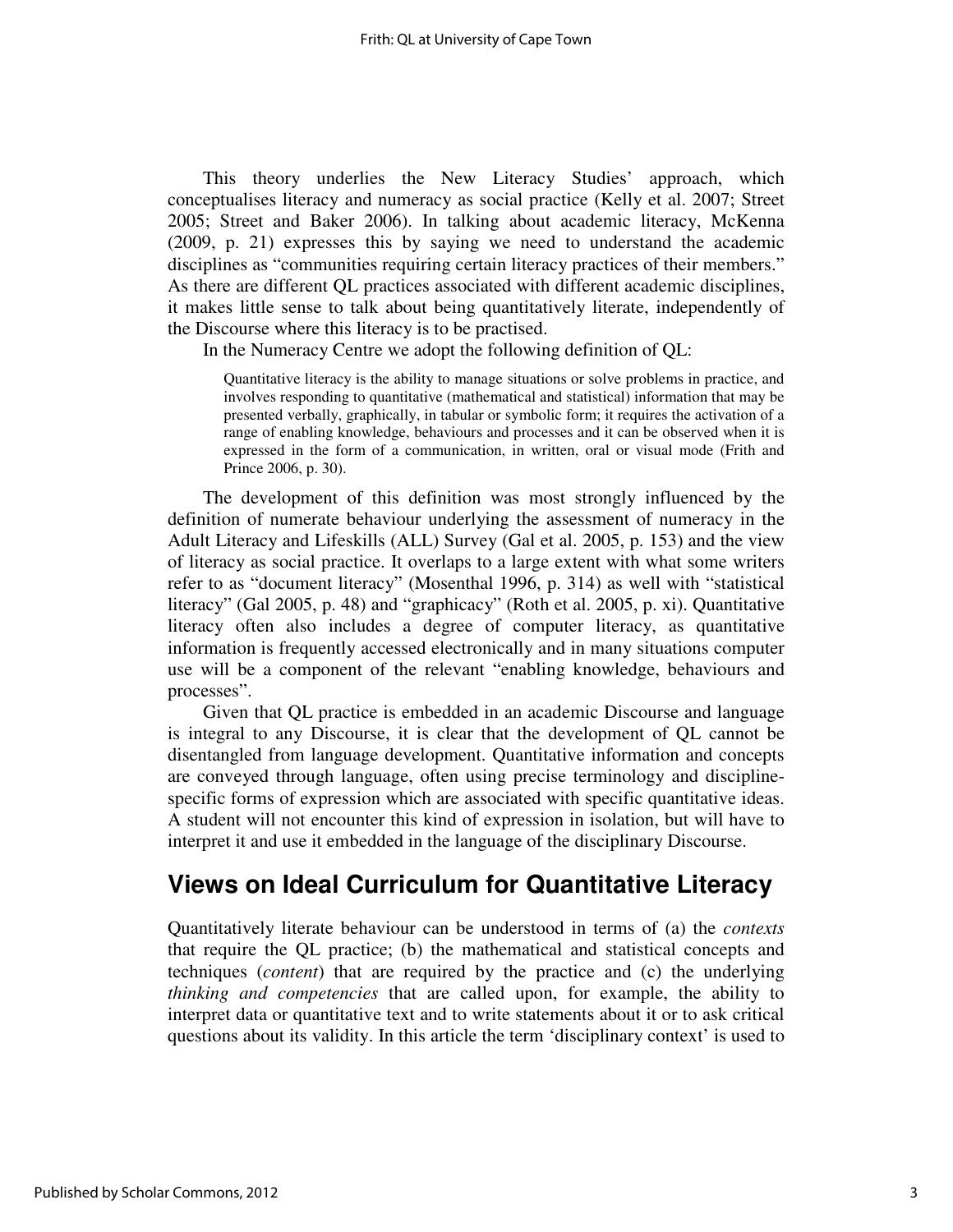This theory underlies the New Literacy Studies' approach, which conceptualises literacy and numeracy as social practice (Kelly et al. 2007; Street 2005; Street and Baker 2006). In talking about academic literacy, McKenna (2009, p. 21) expresses this by saying we need to understand the academic disciplines as "communities requiring certain literacy practices of their members." As there are different QL practices associated with different academic disciplines, it makes little sense to talk about being quantitatively literate, independently of the Discourse where this literacy is to be practised.

In the Numeracy Centre we adopt the following definition of QL:

> Quantitative literacy is the ability to manage situations or solve problems in practice, and involves responding to quantitative (mathematical and statistical) information that may be presented verbally, graphically, in tabular or symbolic form; it requires the activation of a range of enabling knowledge, behaviours and processes and it can be observed when it is expressed in the form of a communication, in written, oral or visual mode (Frith and Prince 2006, p. 30).

The development of this definition was most strongly influenced by the definition of numerate behaviour underlying the assessment of numeracy in the Adult Literacy and Lifeskills (ALL) Survey (Gal et al. 2005, p. 153) and the view of literacy as social practice. It overlaps to a large extent with what some writers refer to as "document literacy" (Mosenthal 1996, p. 314) as well with "statistical literacy" (Gal 2005, p. 48) and "graphicacy" (Roth et al. 2005, p. xi). Quantitative literacy often also includes a degree of computer literacy, as quantitative information is frequently accessed electronically and in many situations computer use will be a component of the relevant "enabling knowledge, behaviours and processes".

Given that QL practice is embedded in an academic Discourse and language is integral to any Discourse, it is clear that the development of QL cannot be disentangled from language development. Quantitative information and concepts are conveyed through language, often using precise terminology and discipline-specific forms of expression which are associated with specific quantitative ideas. A student will not encounter this kind of expression in isolation, but will have to interpret it and use it embedded in the language of the disciplinary Discourse.

## Views on Ideal Curriculum for Quantitative Literacy

Quantitatively literate behaviour can be understood in terms of (a) the *contexts* that require the QL practice; (b) the mathematical and statistical concepts and techniques (*content*) that are required by the practice and (c) the underlying *thinking and competencies* that are called upon, for example, the ability to interpret data or quantitative text and to write statements about it or to ask critical questions about its validity. In this article the term 'disciplinary context' is used to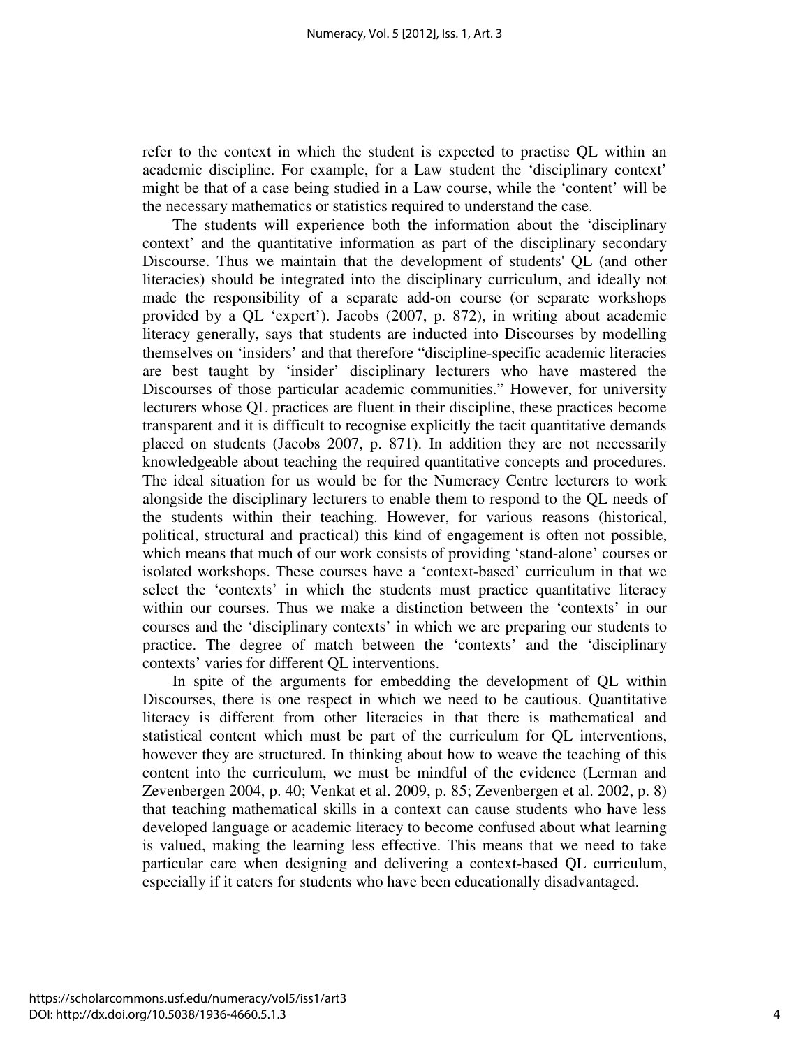refer to the context in which the student is expected to practise QL within an academic discipline. For example, for a Law student the 'disciplinary context' might be that of a case being studied in a Law course, while the 'content' will be the necessary mathematics or statistics required to understand the case.

The students will experience both the information about the 'disciplinary context' and the quantitative information as part of the disciplinary secondary Discourse. Thus we maintain that the development of students' QL (and other literacies) should be integrated into the disciplinary curriculum, and ideally not made the responsibility of a separate add-on course (or separate workshops provided by a QL 'expert'). Jacobs (2007, p. 872), in writing about academic literacy generally, says that students are inducted into Discourses by modelling themselves on 'insiders' and that therefore "discipline-specific academic literacies are best taught by 'insider' disciplinary lecturers who have mastered the Discourses of those particular academic communities." However, for university lecturers whose QL practices are fluent in their discipline, these practices become transparent and it is difficult to recognise explicitly the tacit quantitative demands placed on students (Jacobs 2007, p. 871). In addition they are not necessarily knowledgeable about teaching the required quantitative concepts and procedures. The ideal situation for us would be for the Numeracy Centre lecturers to work alongside the disciplinary lecturers to enable them to respond to the QL needs of the students within their teaching. However, for various reasons (historical, political, structural and practical) this kind of engagement is often not possible, which means that much of our work consists of providing 'stand-alone' courses or isolated workshops. These courses have a 'context-based' curriculum in that we select the 'contexts' in which the students must practice quantitative literacy within our courses. Thus we make a distinction between the 'contexts' in our courses and the 'disciplinary contexts' in which we are preparing our students to practice. The degree of match between the 'contexts' and the 'disciplinary contexts' varies for different QL interventions.

In spite of the arguments for embedding the development of QL within Discourses, there is one respect in which we need to be cautious. Quantitative literacy is different from other literacies in that there is mathematical and statistical content which must be part of the curriculum for QL interventions, however they are structured. In thinking about how to weave the teaching of this content into the curriculum, we must be mindful of the evidence (Lerman and Zevenbergen 2004, p. 40; Venkat et al. 2009, p. 85; Zevenbergen et al. 2002, p. 8) that teaching mathematical skills in a context can cause students who have less developed language or academic literacy to become confused about what learning is valued, making the learning less effective. This means that we need to take particular care when designing and delivering a context-based QL curriculum, especially if it caters for students who have been educationally disadvantaged.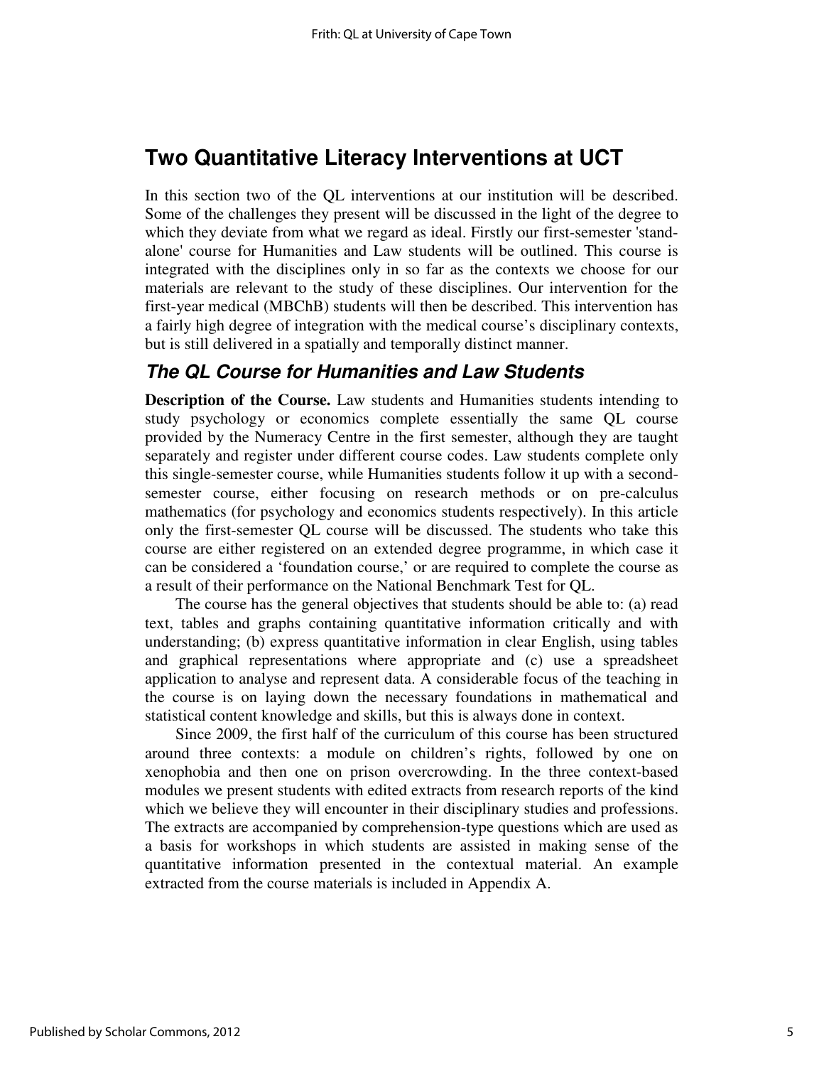## Two Quantitative Literacy Interventions at UCT

In this section two of the QL interventions at our institution will be described. Some of the challenges they present will be discussed in the light of the degree to which they deviate from what we regard as ideal. Firstly our first-semester 'stand-alone' course for Humanities and Law students will be outlined. This course is integrated with the disciplines only in so far as the contexts we choose for our materials are relevant to the study of these disciplines. Our intervention for the first-year medical (MBChB) students will then be described. This intervention has a fairly high degree of integration with the medical course's disciplinary contexts, but is still delivered in a spatially and temporally distinct manner.

### *The QL Course for Humanities and Law Students*

**Description of the Course.** Law students and Humanities students intending to study psychology or economics complete essentially the same QL course provided by the Numeracy Centre in the first semester, although they are taught separately and register under different course codes. Law students complete only this single-semester course, while Humanities students follow it up with a second-semester course, either focusing on research methods or on pre-calculus mathematics (for psychology and economics students respectively). In this article only the first-semester QL course will be discussed. The students who take this course are either registered on an extended degree programme, in which case it can be considered a 'foundation course,' or are required to complete the course as a result of their performance on the National Benchmark Test for QL.

The course has the general objectives that students should be able to: (a) read text, tables and graphs containing quantitative information critically and with understanding; (b) express quantitative information in clear English, using tables and graphical representations where appropriate and (c) use a spreadsheet application to analyse and represent data. A considerable focus of the teaching in the course is on laying down the necessary foundations in mathematical and statistical content knowledge and skills, but this is always done in context.

Since 2009, the first half of the curriculum of this course has been structured around three contexts: a module on children's rights, followed by one on xenophobia and then one on prison overcrowding. In the three context-based modules we present students with edited extracts from research reports of the kind which we believe they will encounter in their disciplinary studies and professions. The extracts are accompanied by comprehension-type questions which are used as a basis for workshops in which students are assisted in making sense of the quantitative information presented in the contextual material. An example extracted from the course materials is included in Appendix A.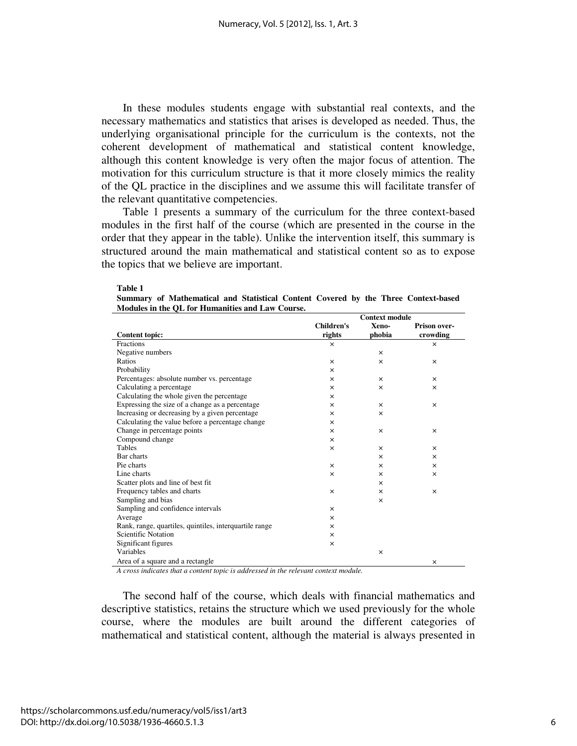In these modules students engage with substantial real contexts, and the necessary mathematics and statistics that arises is developed as needed. Thus, the underlying organisational principle for the curriculum is the contexts, not the coherent development of mathematical and statistical content knowledge, although this content knowledge is very often the major focus of attention. The motivation for this curriculum structure is that it more closely mimics the reality of the QL practice in the disciplines and we assume this will facilitate transfer of the relevant quantitative competencies.

Table 1 presents a summary of the curriculum for the three context-based modules in the first half of the course (which are presented in the course in the order that they appear in the table). Unlike the intervention itself, this summary is structured around the main mathematical and statistical content so as to expose the topics that we believe are important.

**Table 1**
**Summary of Mathematical and Statistical Content Covered by the Three Context-based Modules in the QL for Humanities and Law Course.**

| | Context module | | |
|---|---|---|---|
| **Content topic:** | **Children's rights** | **Xeno-phobia** | **Prison over-crowding** |
| Fractions | × | | × |
| Negative numbers | | × | |
| Ratios | × | × | × |
| Probability | × | | |
| Percentages: absolute number vs. percentage | × | × | × |
| Calculating a percentage | × | × | × |
| Calculating the whole given the percentage | × | | |
| Expressing the size of a change as a percentage | × | × | × |
| Increasing or decreasing by a given percentage | × | × | |
| Calculating the value before a percentage change | × | | |
| Change in percentage points | × | × | × |
| Compound change | × | | |
| Tables | × | × | × |
| Bar charts | | × | × |
| Pie charts | × | × | × |
| Line charts | × | × | × |
| Scatter plots and line of best fit | | × | |
| Frequency tables and charts | × | × | × |
| Sampling and bias | | × | |
| Sampling and confidence intervals | × | | |
| Average | × | | |
| Rank, range, quartiles, quintiles, interquartile range | × | | |
| Scientific Notation | × | | |
| Significant figures | × | | |
| Variables | | × | |
| Area of a square and a rectangle | | | × |

*A cross indicates that a content topic is addressed in the relevant context module.*

The second half of the course, which deals with financial mathematics and descriptive statistics, retains the structure which we used previously for the whole course, where the modules are built around the different categories of mathematical and statistical content, although the material is always presented in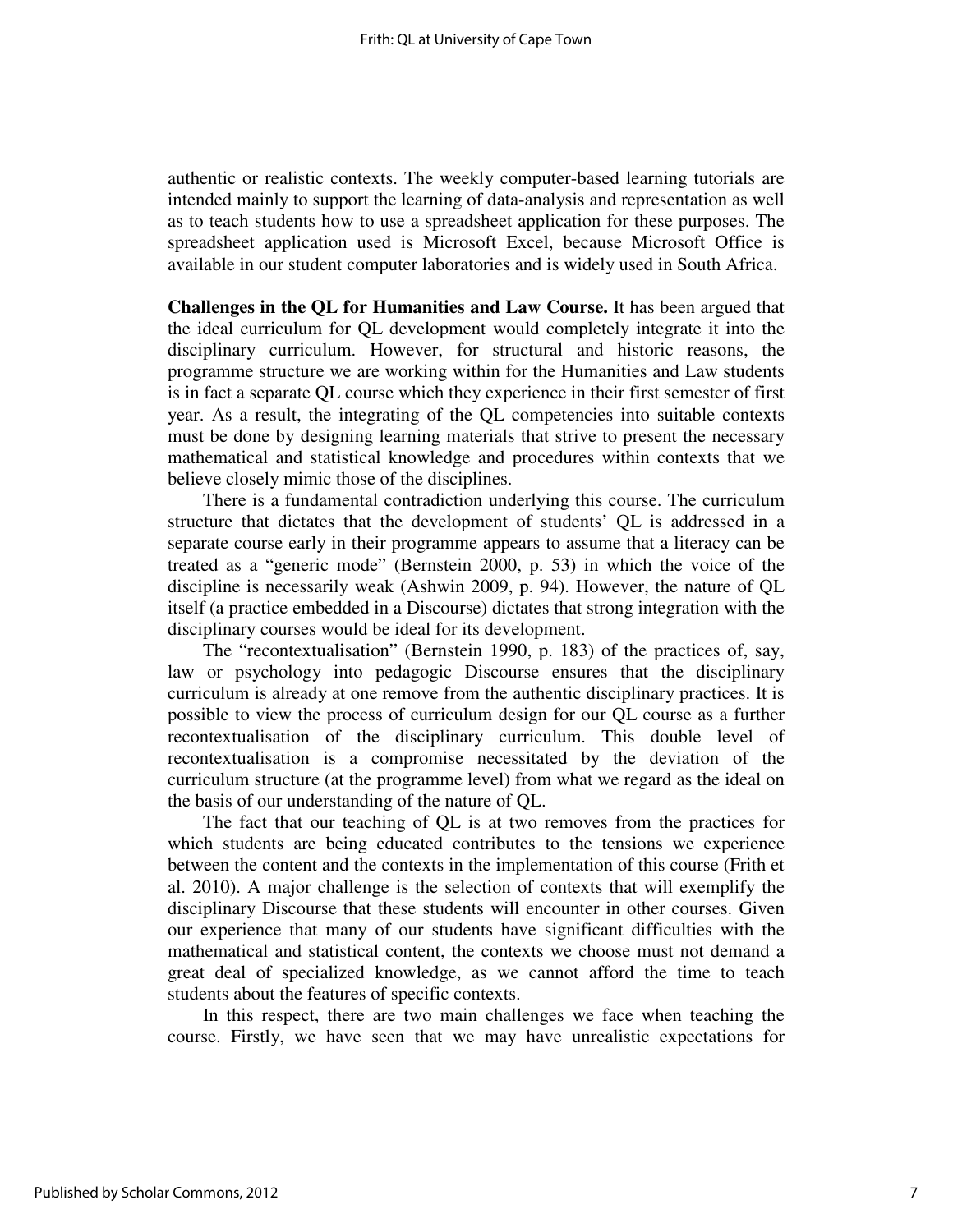authentic or realistic contexts. The weekly computer-based learning tutorials are intended mainly to support the learning of data-analysis and representation as well as to teach students how to use a spreadsheet application for these purposes. The spreadsheet application used is Microsoft Excel, because Microsoft Office is available in our student computer laboratories and is widely used in South Africa.

**Challenges in the QL for Humanities and Law Course.** It has been argued that the ideal curriculum for QL development would completely integrate it into the disciplinary curriculum. However, for structural and historic reasons, the programme structure we are working within for the Humanities and Law students is in fact a separate QL course which they experience in their first semester of first year. As a result, the integrating of the QL competencies into suitable contexts must be done by designing learning materials that strive to present the necessary mathematical and statistical knowledge and procedures within contexts that we believe closely mimic those of the disciplines.

There is a fundamental contradiction underlying this course. The curriculum structure that dictates that the development of students' QL is addressed in a separate course early in their programme appears to assume that a literacy can be treated as a "generic mode" (Bernstein 2000, p. 53) in which the voice of the discipline is necessarily weak (Ashwin 2009, p. 94). However, the nature of QL itself (a practice embedded in a Discourse) dictates that strong integration with the disciplinary courses would be ideal for its development.

The "recontextualisation" (Bernstein 1990, p. 183) of the practices of, say, law or psychology into pedagogic Discourse ensures that the disciplinary curriculum is already at one remove from the authentic disciplinary practices. It is possible to view the process of curriculum design for our QL course as a further recontextualisation of the disciplinary curriculum. This double level of recontextualisation is a compromise necessitated by the deviation of the curriculum structure (at the programme level) from what we regard as the ideal on the basis of our understanding of the nature of QL.

The fact that our teaching of QL is at two removes from the practices for which students are being educated contributes to the tensions we experience between the content and the contexts in the implementation of this course (Frith et al. 2010). A major challenge is the selection of contexts that will exemplify the disciplinary Discourse that these students will encounter in other courses. Given our experience that many of our students have significant difficulties with the mathematical and statistical content, the contexts we choose must not demand a great deal of specialized knowledge, as we cannot afford the time to teach students about the features of specific contexts.

In this respect, there are two main challenges we face when teaching the course. Firstly, we have seen that we may have unrealistic expectations for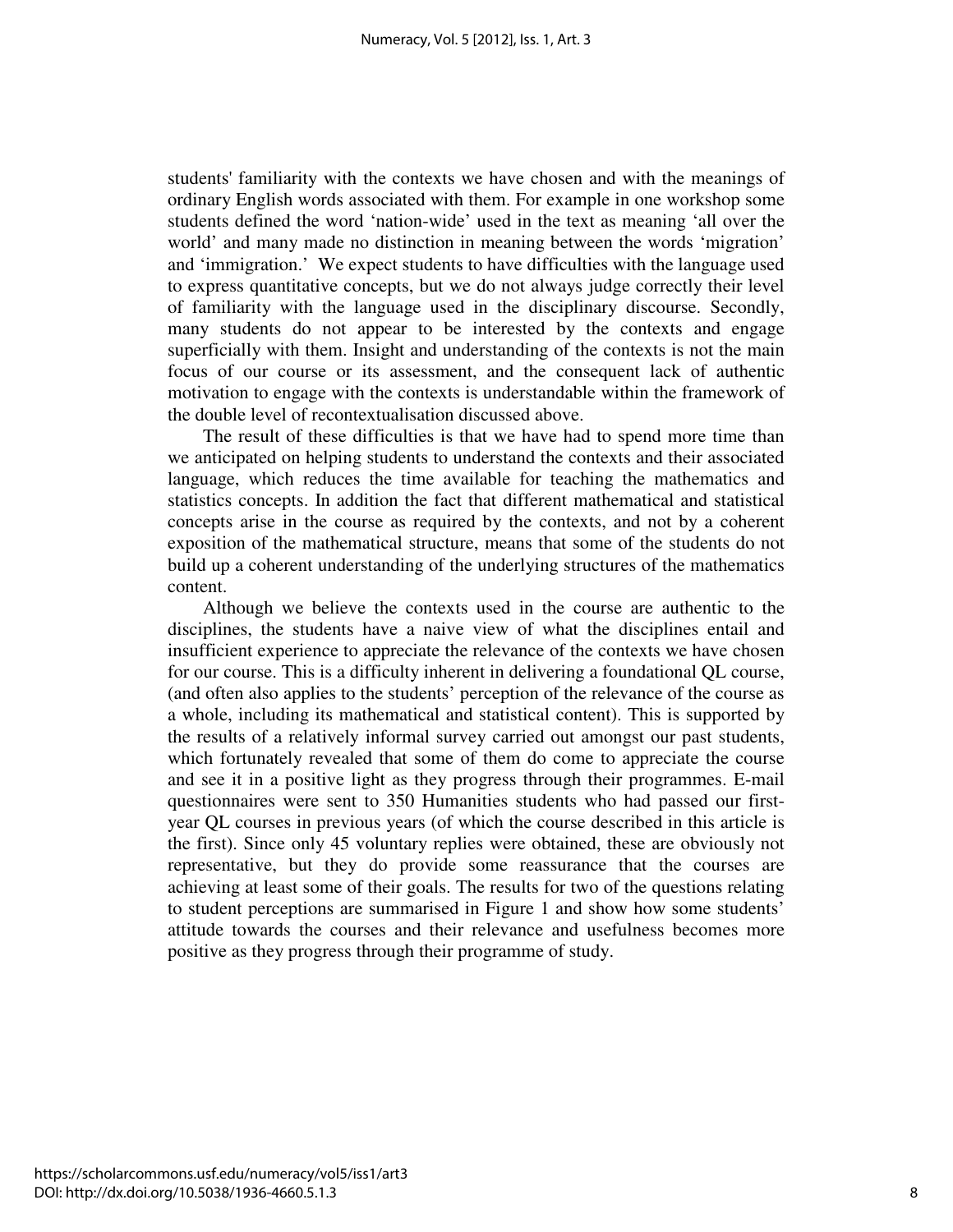students' familiarity with the contexts we have chosen and with the meanings of ordinary English words associated with them. For example in one workshop some students defined the word 'nation-wide' used in the text as meaning 'all over the world' and many made no distinction in meaning between the words 'migration' and 'immigration.' We expect students to have difficulties with the language used to express quantitative concepts, but we do not always judge correctly their level of familiarity with the language used in the disciplinary discourse. Secondly, many students do not appear to be interested by the contexts and engage superficially with them. Insight and understanding of the contexts is not the main focus of our course or its assessment, and the consequent lack of authentic motivation to engage with the contexts is understandable within the framework of the double level of recontextualisation discussed above.

The result of these difficulties is that we have had to spend more time than we anticipated on helping students to understand the contexts and their associated language, which reduces the time available for teaching the mathematics and statistics concepts. In addition the fact that different mathematical and statistical concepts arise in the course as required by the contexts, and not by a coherent exposition of the mathematical structure, means that some of the students do not build up a coherent understanding of the underlying structures of the mathematics content.

Although we believe the contexts used in the course are authentic to the disciplines, the students have a naive view of what the disciplines entail and insufficient experience to appreciate the relevance of the contexts we have chosen for our course. This is a difficulty inherent in delivering a foundational QL course, (and often also applies to the students' perception of the relevance of the course as a whole, including its mathematical and statistical content). This is supported by the results of a relatively informal survey carried out amongst our past students, which fortunately revealed that some of them do come to appreciate the course and see it in a positive light as they progress through their programmes. E-mail questionnaires were sent to 350 Humanities students who had passed our first-year QL courses in previous years (of which the course described in this article is the first). Since only 45 voluntary replies were obtained, these are obviously not representative, but they do provide some reassurance that the courses are achieving at least some of their goals. The results for two of the questions relating to student perceptions are summarised in Figure 1 and show how some students' attitude towards the courses and their relevance and usefulness becomes more positive as they progress through their programme of study.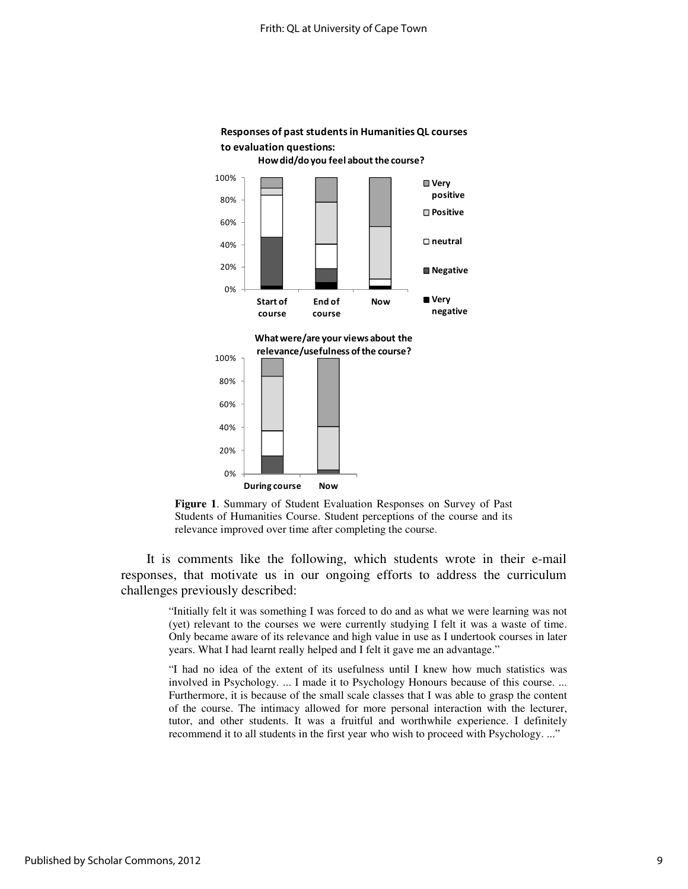**Figure 1**. Summary of Student Evaluation Responses on Survey of Past Students of Humanities Course. Student perceptions of the course and its relevance improved over time after completing the course.

It is comments like the following, which students wrote in their e-mail responses, that motivate us in our ongoing efforts to address the curriculum challenges previously described:

> "Initially felt it was something I was forced to do and as what we were learning was not (yet) relevant to the courses we were currently studying I felt it was a waste of time. Only became aware of its relevance and high value in use as I undertook courses in later years. What I had learnt really helped and I felt it gave me an advantage."

> "I had no idea of the extent of its usefulness until I knew how much statistics was involved in Psychology. ... I made it to Psychology Honours because of this course. ... Furthermore, it is because of the small scale classes that I was able to grasp the content of the course. The intimacy allowed for more personal interaction with the lecturer, tutor, and other students. It was a fruitful and worthwhile experience. I definitely recommend it to all students in the first year who wish to proceed with Psychology. ..."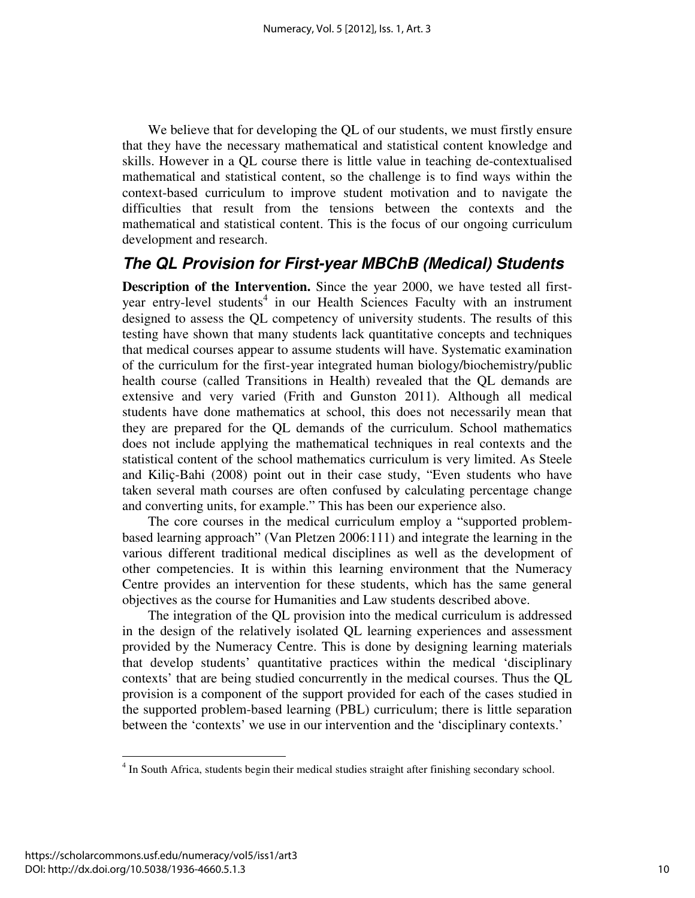We believe that for developing the QL of our students, we must firstly ensure that they have the necessary mathematical and statistical content knowledge and skills. However in a QL course there is little value in teaching de-contextualised mathematical and statistical content, so the challenge is to find ways within the context-based curriculum to improve student motivation and to navigate the difficulties that result from the tensions between the contexts and the mathematical and statistical content. This is the focus of our ongoing curriculum development and research.

## *The QL Provision for First-year MBChB (Medical) Students*

**Description of the Intervention.** Since the year 2000, we have tested all first-year entry-level students[4] in our Health Sciences Faculty with an instrument designed to assess the QL competency of university students. The results of this testing have shown that many students lack quantitative concepts and techniques that medical courses appear to assume students will have. Systematic examination of the curriculum for the first-year integrated human biology/biochemistry/public health course (called Transitions in Health) revealed that the QL demands are extensive and very varied (Frith and Gunston 2011). Although all medical students have done mathematics at school, this does not necessarily mean that they are prepared for the QL demands of the curriculum. School mathematics does not include applying the mathematical techniques in real contexts and the statistical content of the school mathematics curriculum is very limited. As Steele and Kiliç-Bahi (2008) point out in their case study, "Even students who have taken several math courses are often confused by calculating percentage change and converting units, for example." This has been our experience also.

The core courses in the medical curriculum employ a "supported problem-based learning approach" (Van Pletzen 2006:111) and integrate the learning in the various different traditional medical disciplines as well as the development of other competencies. It is within this learning environment that the Numeracy Centre provides an intervention for these students, which has the same general objectives as the course for Humanities and Law students described above.

The integration of the QL provision into the medical curriculum is addressed in the design of the relatively isolated QL learning experiences and assessment provided by the Numeracy Centre. This is done by designing learning materials that develop students' quantitative practices within the medical 'disciplinary contexts' that are being studied concurrently in the medical courses. Thus the QL provision is a component of the support provided for each of the cases studied in the supported problem-based learning (PBL) curriculum; there is little separation between the 'contexts' we use in our intervention and the 'disciplinary contexts.'

[4] In South Africa, students begin their medical studies straight after finishing secondary school.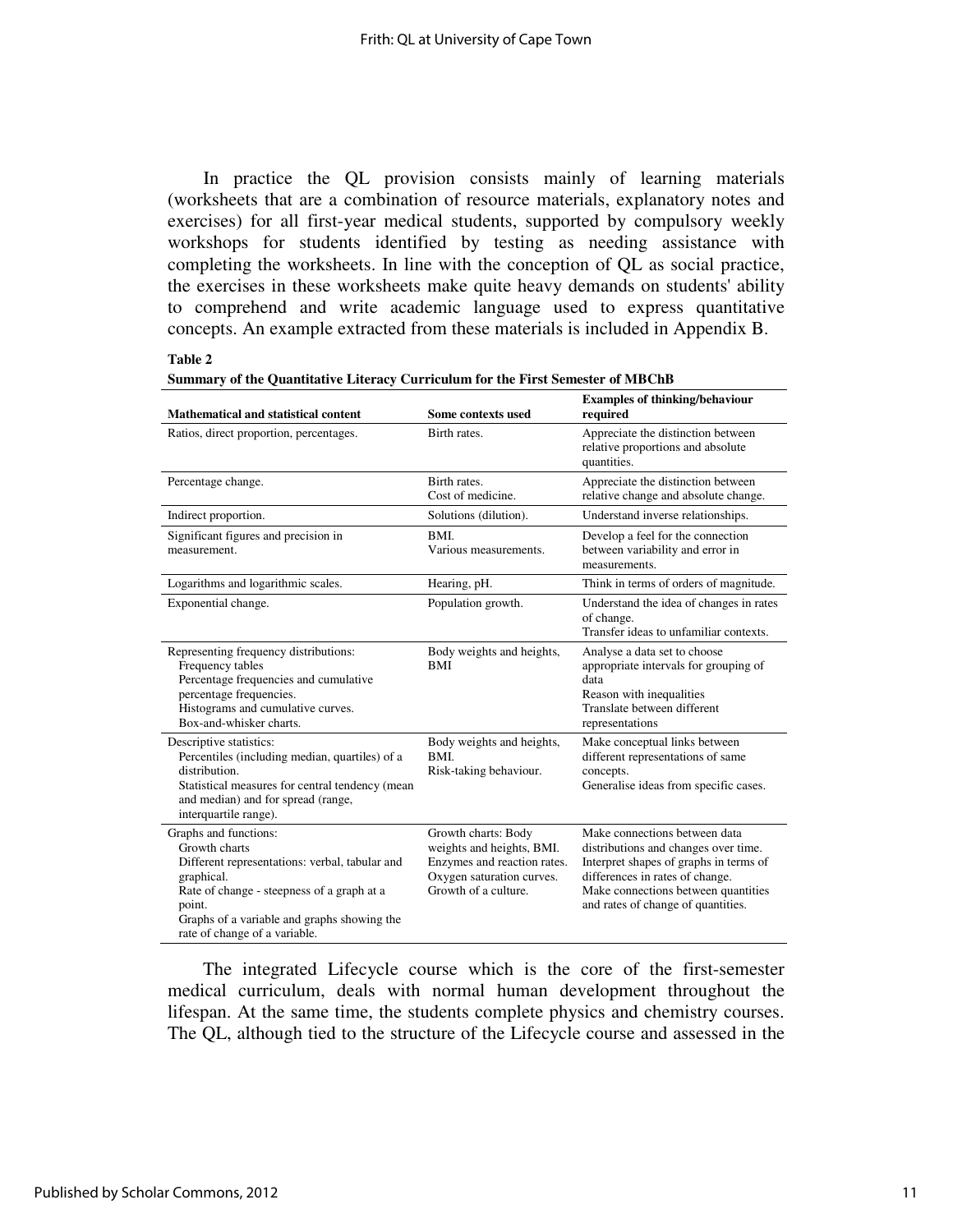In practice the QL provision consists mainly of learning materials (worksheets that are a combination of resource materials, explanatory notes and exercises) for all first-year medical students, supported by compulsory weekly workshops for students identified by testing as needing assistance with completing the worksheets. In line with the conception of QL as social practice, the exercises in these worksheets make quite heavy demands on students' ability to comprehend and write academic language used to express quantitative concepts. An example extracted from these materials is included in Appendix B.

**Table 2**

**Summary of the Quantitative Literacy Curriculum for the First Semester of MBChB**

| Mathematical and statistical content | Some contexts used | Examples of thinking/behaviour required |
|---|---|---|
| Ratios, direct proportion, percentages. | Birth rates. | Appreciate the distinction between relative proportions and absolute quantities. |
| Percentage change. | Birth rates.<br>Cost of medicine. | Appreciate the distinction between relative change and absolute change. |
| Indirect proportion. | Solutions (dilution). | Understand inverse relationships. |
| Significant figures and precision in measurement. | BMI.<br>Various measurements. | Develop a feel for the connection between variability and error in measurements. |
| Logarithms and logarithmic scales. | Hearing, pH. | Think in terms of orders of magnitude. |
| Exponential change. | Population growth. | Understand the idea of changes in rates of change.<br>Transfer ideas to unfamiliar contexts. |
| Representing frequency distributions:<br>Frequency tables<br>Percentage frequencies and cumulative percentage frequencies.<br>Histograms and cumulative curves.<br>Box-and-whisker charts. | Body weights and heights, BMI | Analyse a data set to choose appropriate intervals for grouping of data<br>Reason with inequalities<br>Translate between different representations |
| Descriptive statistics:<br>Percentiles (including median, quartiles) of a distribution.<br>Statistical measures for central tendency (mean and median) and for spread (range, interquartile range). | Body weights and heights, BMI.<br>Risk-taking behaviour. | Make conceptual links between different representations of same concepts.<br>Generalise ideas from specific cases. |
| Graphs and functions:<br>Growth charts<br>Different representations: verbal, tabular and graphical.<br>Rate of change - steepness of a graph at a point.<br>Graphs of a variable and graphs showing the rate of change of a variable. | Growth charts: Body weights and heights, BMI.<br>Enzymes and reaction rates.<br>Oxygen saturation curves.<br>Growth of a culture. | Make connections between data distributions and changes over time.<br>Interpret shapes of graphs in terms of differences in rates of change.<br>Make connections between quantities and rates of change of quantities. |

The integrated Lifecycle course which is the core of the first-semester medical curriculum, deals with normal human development throughout the lifespan. At the same time, the students complete physics and chemistry courses. The QL, although tied to the structure of the Lifecycle course and assessed in the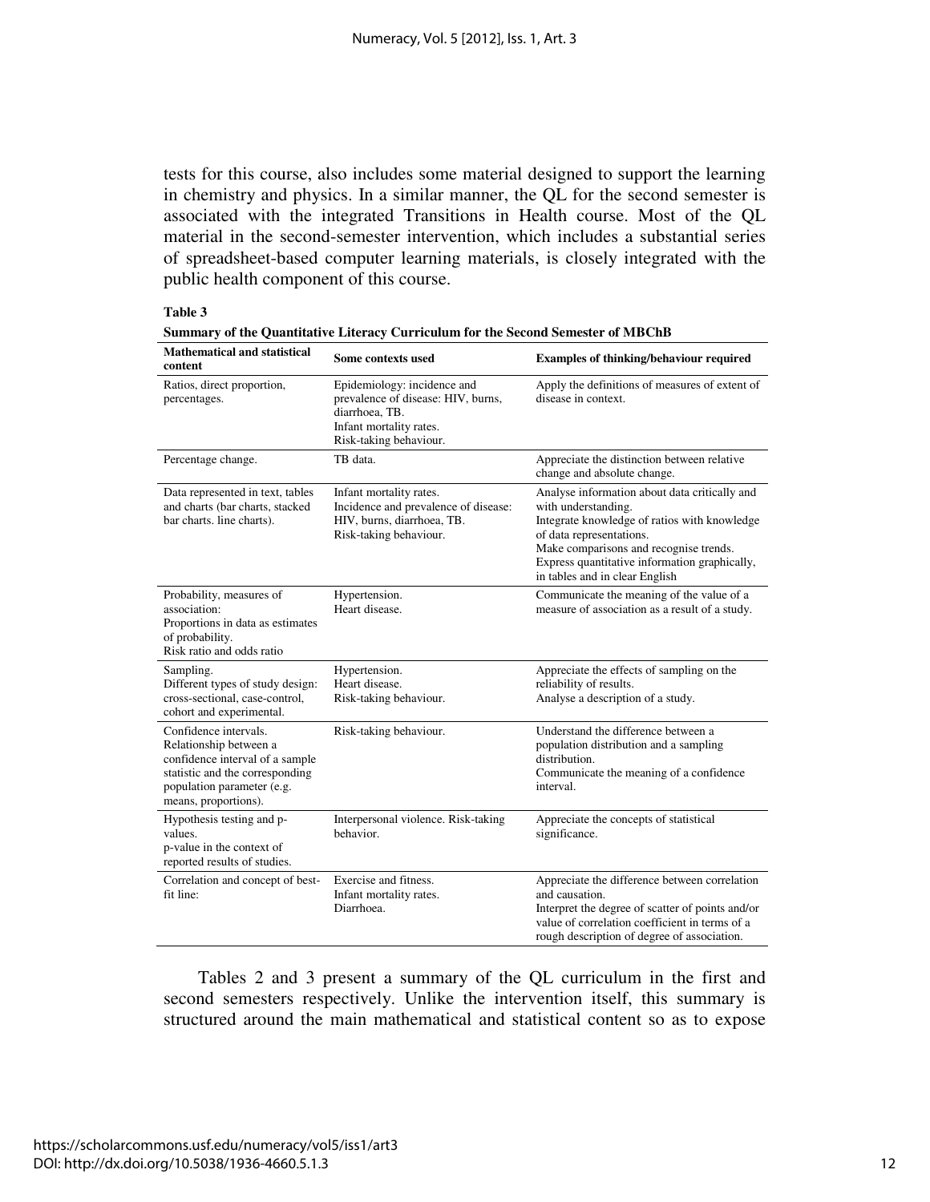tests for this course, also includes some material designed to support the learning in chemistry and physics. In a similar manner, the QL for the second semester is associated with the integrated Transitions in Health course. Most of the QL material in the second-semester intervention, which includes a substantial series of spreadsheet-based computer learning materials, is closely integrated with the public health component of this course.

**Table 3**

**Summary of the Quantitative Literacy Curriculum for the Second Semester of MBChB**

| Mathematical and statistical content | Some contexts used | Examples of thinking/behaviour required |
|---|---|---|
| Ratios, direct proportion, percentages. | Epidemiology: incidence and prevalence of disease: HIV, burns, diarrhoea, TB.<br>Infant mortality rates.<br>Risk-taking behaviour. | Apply the definitions of measures of extent of disease in context. |
| Percentage change. | TB data. | Appreciate the distinction between relative change and absolute change. |
| Data represented in text, tables and charts (bar charts, stacked bar charts. line charts). | Infant mortality rates.<br>Incidence and prevalence of disease: HIV, burns, diarrhoea, TB.<br>Risk-taking behaviour. | Analyse information about data critically and with understanding.<br>Integrate knowledge of ratios with knowledge of data representations.<br>Make comparisons and recognise trends.<br>Express quantitative information graphically, in tables and in clear English |
| Probability, measures of association:<br>Proportions in data as estimates of probability.<br>Risk ratio and odds ratio | Hypertension.<br>Heart disease. | Communicate the meaning of the value of a measure of association as a result of a study. |
| Sampling.<br>Different types of study design: cross-sectional, case-control, cohort and experimental. | Hypertension.<br>Heart disease.<br>Risk-taking behaviour. | Appreciate the effects of sampling on the reliability of results.<br>Analyse a description of a study. |
| Confidence intervals.<br>Relationship between a confidence interval of a sample statistic and the corresponding population parameter (e.g. means, proportions). | Risk-taking behaviour. | Understand the difference between a population distribution and a sampling distribution.<br>Communicate the meaning of a confidence interval. |
| Hypothesis testing and p-values.<br>p-value in the context of reported results of studies. | Interpersonal violence. Risk-taking behavior. | Appreciate the concepts of statistical significance. |
| Correlation and concept of best-fit line: | Exercise and fitness.<br>Infant mortality rates.<br>Diarrhoea. | Appreciate the difference between correlation and causation.<br>Interpret the degree of scatter of points and/or value of correlation coefficient in terms of a rough description of degree of association. |

Tables 2 and 3 present a summary of the QL curriculum in the first and second semesters respectively. Unlike the intervention itself, this summary is structured around the main mathematical and statistical content so as to expose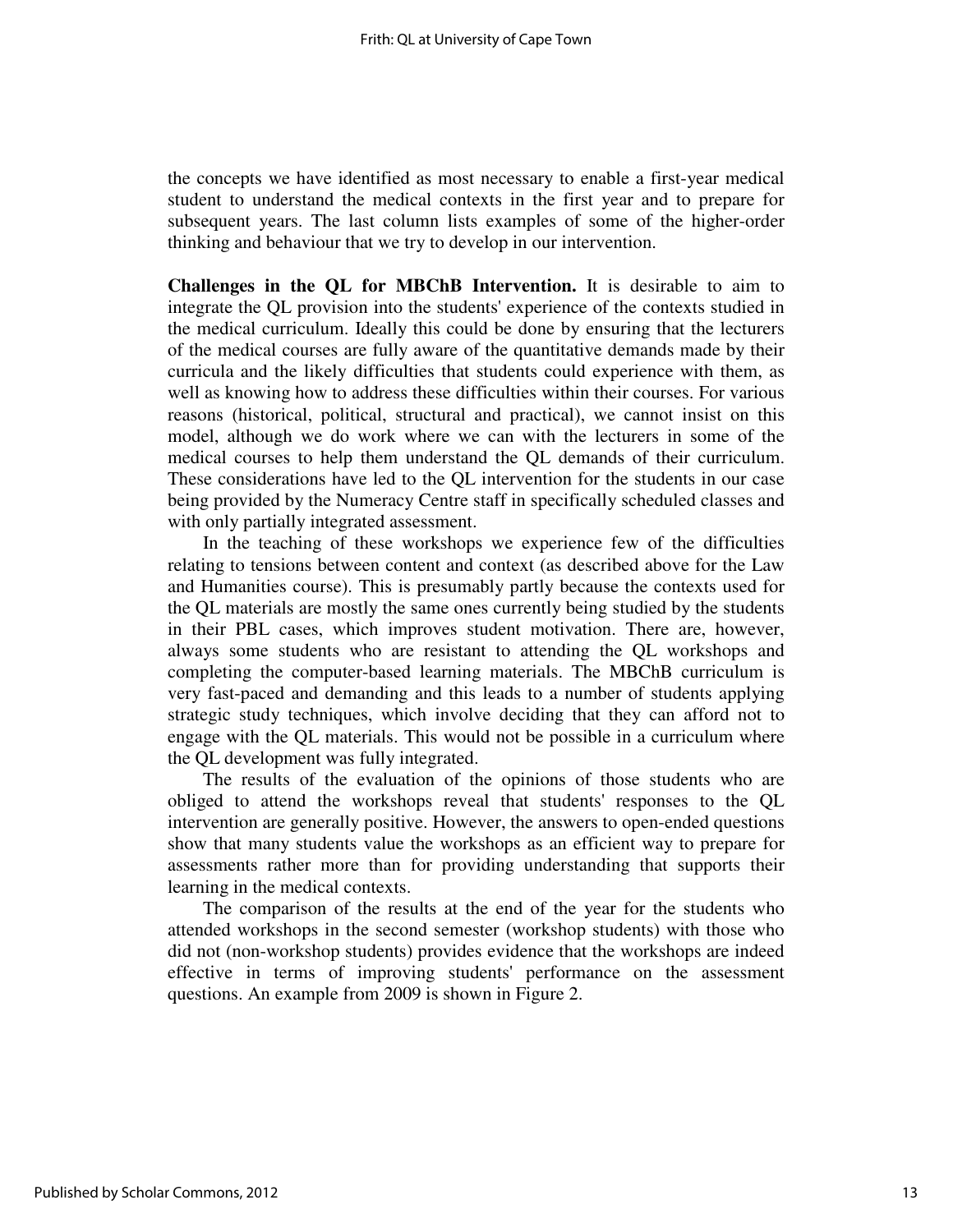the concepts we have identified as most necessary to enable a first-year medical student to understand the medical contexts in the first year and to prepare for subsequent years. The last column lists examples of some of the higher-order thinking and behaviour that we try to develop in our intervention.

**Challenges in the QL for MBChB Intervention.** It is desirable to aim to integrate the QL provision into the students' experience of the contexts studied in the medical curriculum. Ideally this could be done by ensuring that the lecturers of the medical courses are fully aware of the quantitative demands made by their curricula and the likely difficulties that students could experience with them, as well as knowing how to address these difficulties within their courses. For various reasons (historical, political, structural and practical), we cannot insist on this model, although we do work where we can with the lecturers in some of the medical courses to help them understand the QL demands of their curriculum. These considerations have led to the QL intervention for the students in our case being provided by the Numeracy Centre staff in specifically scheduled classes and with only partially integrated assessment.

In the teaching of these workshops we experience few of the difficulties relating to tensions between content and context (as described above for the Law and Humanities course). This is presumably partly because the contexts used for the QL materials are mostly the same ones currently being studied by the students in their PBL cases, which improves student motivation. There are, however, always some students who are resistant to attending the QL workshops and completing the computer-based learning materials. The MBChB curriculum is very fast-paced and demanding and this leads to a number of students applying strategic study techniques, which involve deciding that they can afford not to engage with the QL materials. This would not be possible in a curriculum where the QL development was fully integrated.

The results of the evaluation of the opinions of those students who are obliged to attend the workshops reveal that students' responses to the QL intervention are generally positive. However, the answers to open-ended questions show that many students value the workshops as an efficient way to prepare for assessments rather more than for providing understanding that supports their learning in the medical contexts.

The comparison of the results at the end of the year for the students who attended workshops in the second semester (workshop students) with those who did not (non-workshop students) provides evidence that the workshops are indeed effective in terms of improving students' performance on the assessment questions. An example from 2009 is shown in Figure 2.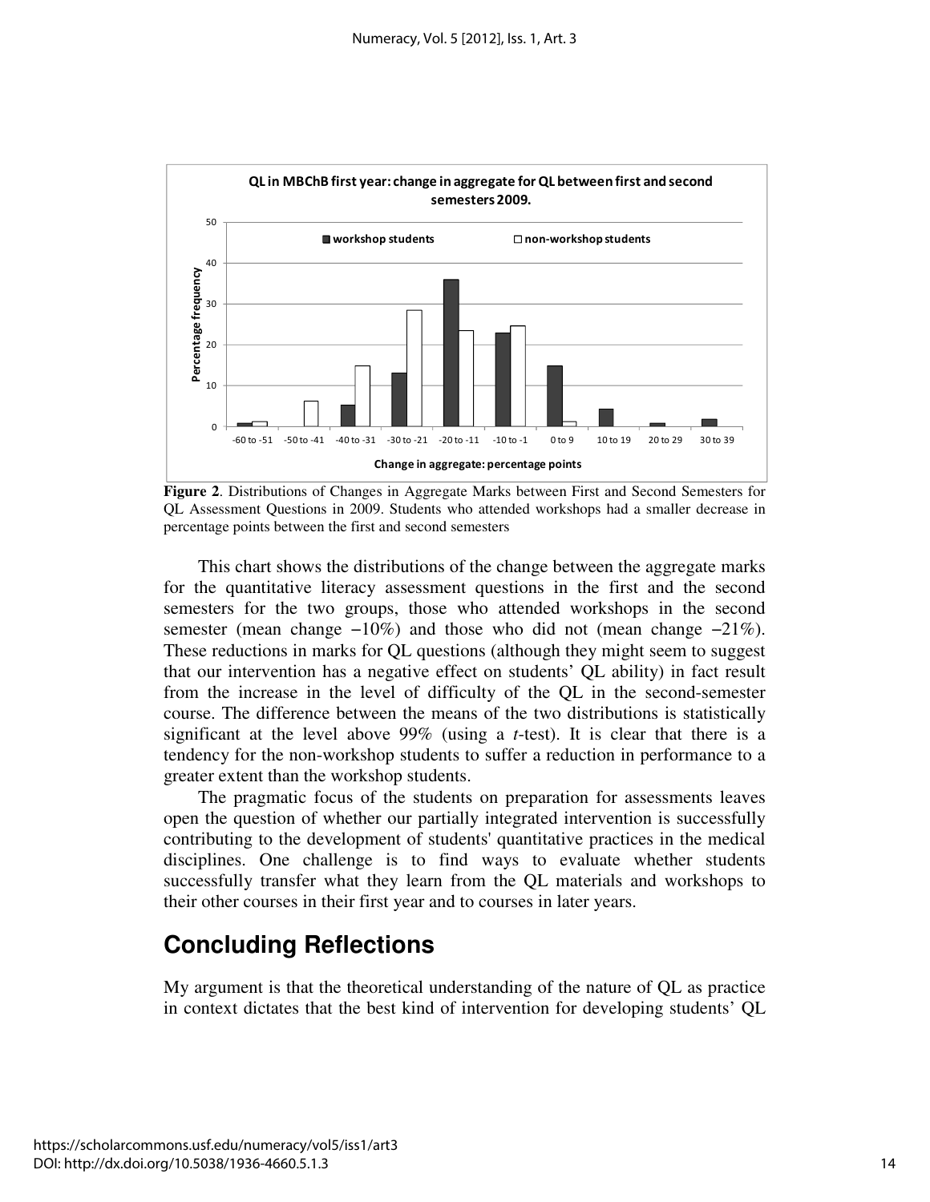**Figure 2**. Distributions of Changes in Aggregate Marks between First and Second Semesters for QL Assessment Questions in 2009. Students who attended workshops had a smaller decrease in percentage points between the first and second semesters

This chart shows the distributions of the change between the aggregate marks for the quantitative literacy assessment questions in the first and the second semesters for the two groups, those who attended workshops in the second semester (mean change −10%) and those who did not (mean change −21%). These reductions in marks for QL questions (although they might seem to suggest that our intervention has a negative effect on students' QL ability) in fact result from the increase in the level of difficulty of the QL in the second-semester course. The difference between the means of the two distributions is statistically significant at the level above 99% (using a *t*-test). It is clear that there is a tendency for the non-workshop students to suffer a reduction in performance to a greater extent than the workshop students.

The pragmatic focus of the students on preparation for assessments leaves open the question of whether our partially integrated intervention is successfully contributing to the development of students' quantitative practices in the medical disciplines. One challenge is to find ways to evaluate whether students successfully transfer what they learn from the QL materials and workshops to their other courses in their first year and to courses in later years.

## Concluding Reflections

My argument is that the theoretical understanding of the nature of QL as practice in context dictates that the best kind of intervention for developing students' QL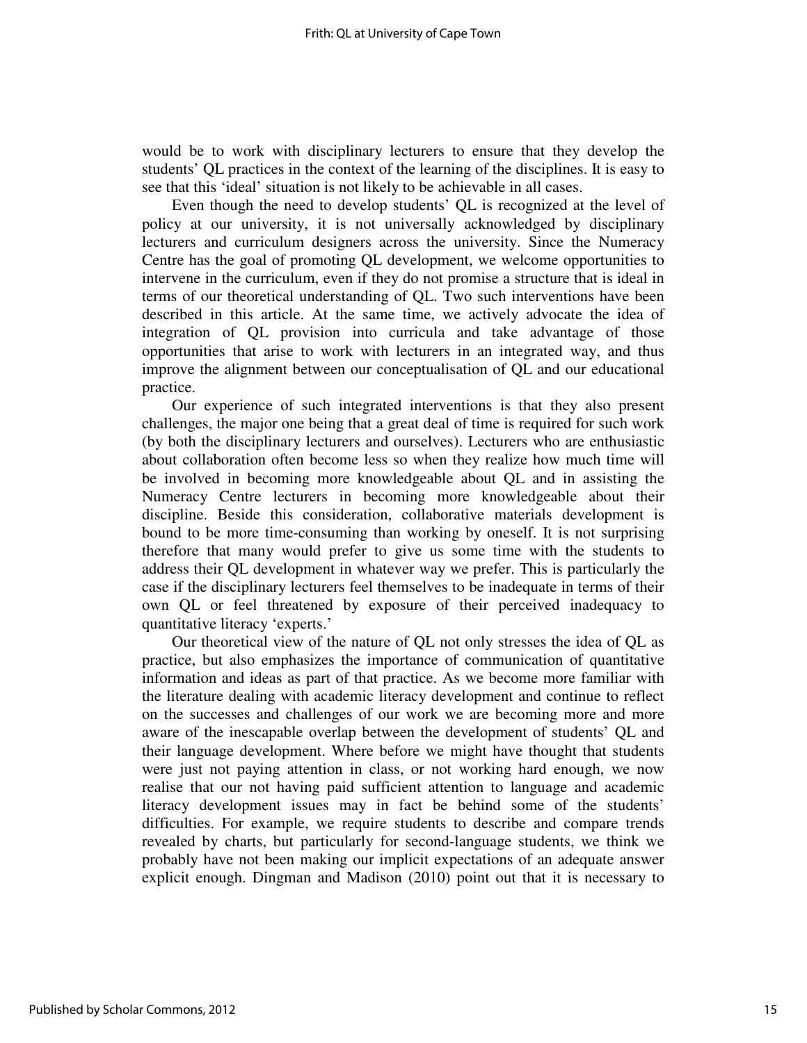would be to work with disciplinary lecturers to ensure that they develop the students' QL practices in the context of the learning of the disciplines. It is easy to see that this 'ideal' situation is not likely to be achievable in all cases.

Even though the need to develop students' QL is recognized at the level of policy at our university, it is not universally acknowledged by disciplinary lecturers and curriculum designers across the university. Since the Numeracy Centre has the goal of promoting QL development, we welcome opportunities to intervene in the curriculum, even if they do not promise a structure that is ideal in terms of our theoretical understanding of QL. Two such interventions have been described in this article. At the same time, we actively advocate the idea of integration of QL provision into curricula and take advantage of those opportunities that arise to work with lecturers in an integrated way, and thus improve the alignment between our conceptualisation of QL and our educational practice.

Our experience of such integrated interventions is that they also present challenges, the major one being that a great deal of time is required for such work (by both the disciplinary lecturers and ourselves). Lecturers who are enthusiastic about collaboration often become less so when they realize how much time will be involved in becoming more knowledgeable about QL and in assisting the Numeracy Centre lecturers in becoming more knowledgeable about their discipline. Beside this consideration, collaborative materials development is bound to be more time-consuming than working by oneself. It is not surprising therefore that many would prefer to give us some time with the students to address their QL development in whatever way we prefer. This is particularly the case if the disciplinary lecturers feel themselves to be inadequate in terms of their own QL or feel threatened by exposure of their perceived inadequacy to quantitative literacy 'experts.'

Our theoretical view of the nature of QL not only stresses the idea of QL as practice, but also emphasizes the importance of communication of quantitative information and ideas as part of that practice. As we become more familiar with the literature dealing with academic literacy development and continue to reflect on the successes and challenges of our work we are becoming more and more aware of the inescapable overlap between the development of students' QL and their language development. Where before we might have thought that students were just not paying attention in class, or not working hard enough, we now realise that our not having paid sufficient attention to language and academic literacy development issues may in fact be behind some of the students' difficulties. For example, we require students to describe and compare trends revealed by charts, but particularly for second-language students, we think we probably have not been making our implicit expectations of an adequate answer explicit enough. Dingman and Madison (2010) point out that it is necessary to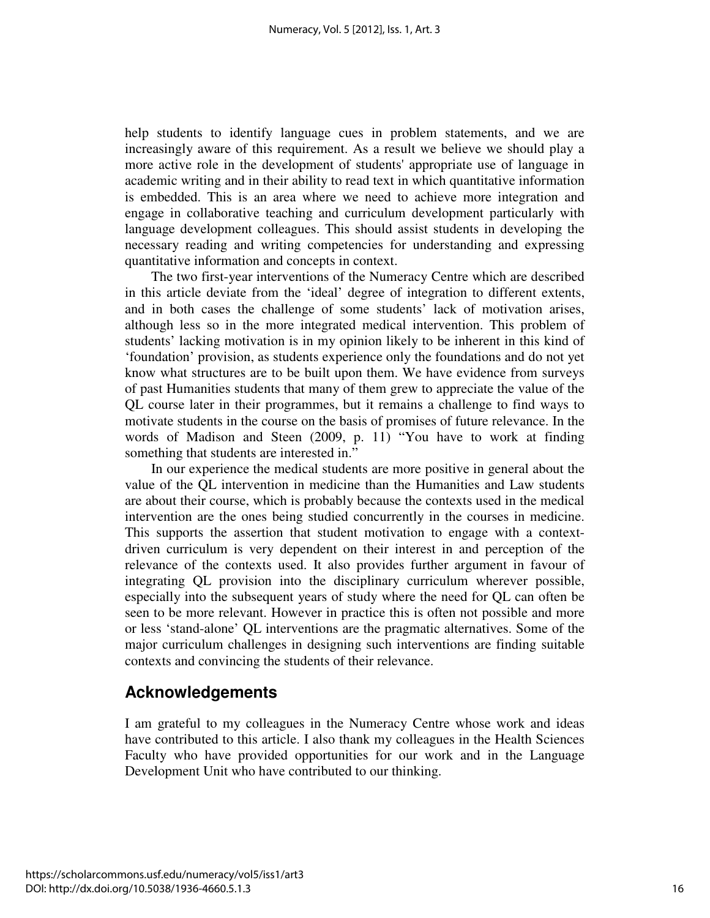help students to identify language cues in problem statements, and we are increasingly aware of this requirement. As a result we believe we should play a more active role in the development of students' appropriate use of language in academic writing and in their ability to read text in which quantitative information is embedded. This is an area where we need to achieve more integration and engage in collaborative teaching and curriculum development particularly with language development colleagues. This should assist students in developing the necessary reading and writing competencies for understanding and expressing quantitative information and concepts in context.

The two first-year interventions of the Numeracy Centre which are described in this article deviate from the 'ideal' degree of integration to different extents, and in both cases the challenge of some students' lack of motivation arises, although less so in the more integrated medical intervention. This problem of students' lacking motivation is in my opinion likely to be inherent in this kind of 'foundation' provision, as students experience only the foundations and do not yet know what structures are to be built upon them. We have evidence from surveys of past Humanities students that many of them grew to appreciate the value of the QL course later in their programmes, but it remains a challenge to find ways to motivate students in the course on the basis of promises of future relevance. In the words of Madison and Steen (2009, p. 11) "You have to work at finding something that students are interested in."

In our experience the medical students are more positive in general about the value of the QL intervention in medicine than the Humanities and Law students are about their course, which is probably because the contexts used in the medical intervention are the ones being studied concurrently in the courses in medicine. This supports the assertion that student motivation to engage with a context-driven curriculum is very dependent on their interest in and perception of the relevance of the contexts used. It also provides further argument in favour of integrating QL provision into the disciplinary curriculum wherever possible, especially into the subsequent years of study where the need for QL can often be seen to be more relevant. However in practice this is often not possible and more or less 'stand-alone' QL interventions are the pragmatic alternatives. Some of the major curriculum challenges in designing such interventions are finding suitable contexts and convincing the students of their relevance.

## Acknowledgements

I am grateful to my colleagues in the Numeracy Centre whose work and ideas have contributed to this article. I also thank my colleagues in the Health Sciences Faculty who have provided opportunities for our work and in the Language Development Unit who have contributed to our thinking.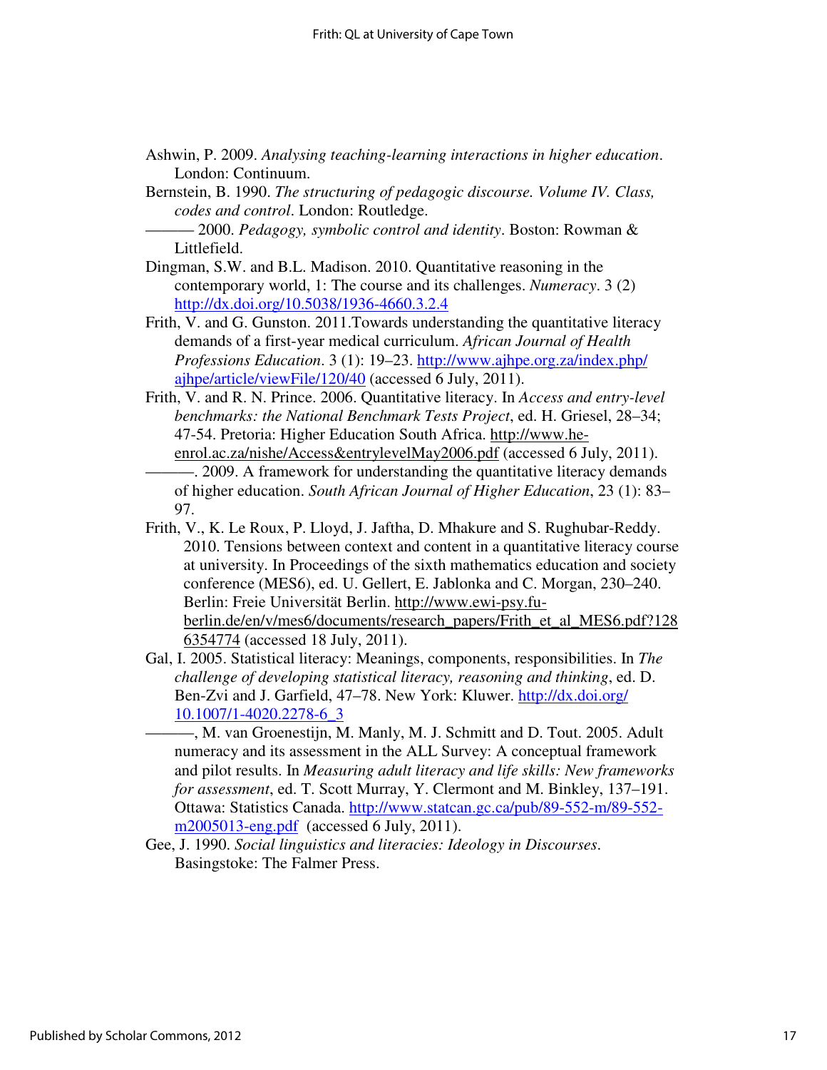Ashwin, P. 2009. *Analysing teaching-learning interactions in higher education*. London: Continuum.

Bernstein, B. 1990. *The structuring of pedagogic discourse. Volume IV. Class, codes and control*. London: Routledge.

——— 2000. *Pedagogy, symbolic control and identity*. Boston: Rowman & Littlefield.

Dingman, S.W. and B.L. Madison. 2010. Quantitative reasoning in the contemporary world, 1: The course and its challenges. *Numeracy*. 3 (2) http://dx.doi.org/10.5038/1936-4660.3.2.4

Frith, V. and G. Gunston. 2011.Towards understanding the quantitative literacy demands of a first-year medical curriculum. *African Journal of Health Professions Education*. 3 (1): 19–23. http://www.ajhpe.org.za/index.php/ajhpe/article/viewFile/120/40 (accessed 6 July, 2011).

Frith, V. and R. N. Prince. 2006. Quantitative literacy. In *Access and entry-level benchmarks: the National Benchmark Tests Project*, ed. H. Griesel, 28–34; 47-54. Pretoria: Higher Education South Africa. http://www.he-enrol.ac.za/nishe/Access&entrylevelMay2006.pdf (accessed 6 July, 2011).

———. 2009. A framework for understanding the quantitative literacy demands of higher education. *South African Journal of Higher Education*, 23 (1): 83–97.

Frith, V., K. Le Roux, P. Lloyd, J. Jaftha, D. Mhakure and S. Rughubar-Reddy. 2010. Tensions between context and content in a quantitative literacy course at university. In Proceedings of the sixth mathematics education and society conference (MES6), ed. U. Gellert, E. Jablonka and C. Morgan, 230–240. Berlin: Freie Universität Berlin. http://www.ewi-psy.fu-berlin.de/en/v/mes6/documents/research_papers/Frith_et_al_MES6.pdf?1286354774 (accessed 18 July, 2011).

Gal, I. 2005. Statistical literacy: Meanings, components, responsibilities. In *The challenge of developing statistical literacy, reasoning and thinking*, ed. D. Ben-Zvi and J. Garfield, 47–78. New York: Kluwer. http://dx.doi.org/10.1007/1-4020.2278-6_3

———, M. van Groenestijn, M. Manly, M. J. Schmitt and D. Tout. 2005. Adult numeracy and its assessment in the ALL Survey: A conceptual framework and pilot results. In *Measuring adult literacy and life skills: New frameworks for assessment*, ed. T. Scott Murray, Y. Clermont and M. Binkley, 137–191. Ottawa: Statistics Canada. http://www.statcan.gc.ca/pub/89-552-m/89-552-m2005013-eng.pdf (accessed 6 July, 2011).

Gee, J. 1990. *Social linguistics and literacies: Ideology in Discourses*. Basingstoke: The Falmer Press.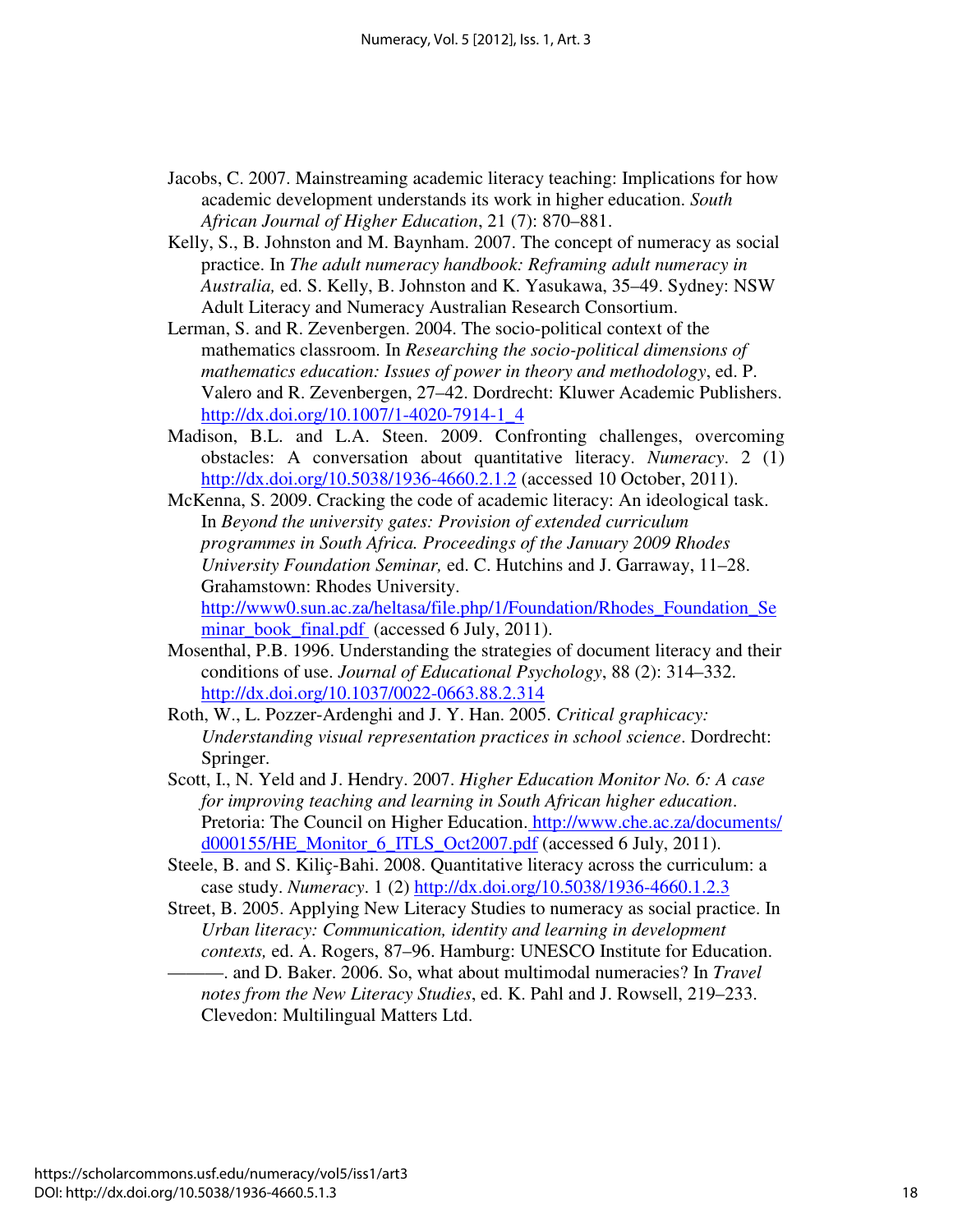Jacobs, C. 2007. Mainstreaming academic literacy teaching: Implications for how academic development understands its work in higher education. *South African Journal of Higher Education*, 21 (7): 870–881.

Kelly, S., B. Johnston and M. Baynham. 2007. The concept of numeracy as social practice. In *The adult numeracy handbook: Reframing adult numeracy in Australia,* ed. S. Kelly, B. Johnston and K. Yasukawa, 35–49. Sydney: NSW Adult Literacy and Numeracy Australian Research Consortium.

Lerman, S. and R. Zevenbergen. 2004. The socio-political context of the mathematics classroom. In *Researching the socio-political dimensions of mathematics education: Issues of power in theory and methodology*, ed. P. Valero and R. Zevenbergen, 27–42. Dordrecht: Kluwer Academic Publishers. http://dx.doi.org/10.1007/1-4020-7914-1_4

Madison, B.L. and L.A. Steen. 2009. Confronting challenges, overcoming obstacles: A conversation about quantitative literacy. *Numeracy*. 2 (1) http://dx.doi.org/10.5038/1936-4660.2.1.2 (accessed 10 October, 2011).

McKenna, S. 2009. Cracking the code of academic literacy: An ideological task. In *Beyond the university gates: Provision of extended curriculum programmes in South Africa. Proceedings of the January 2009 Rhodes University Foundation Seminar,* ed. C. Hutchins and J. Garraway, 11–28. Grahamstown: Rhodes University. http://www0.sun.ac.za/heltasa/file.php/1/Foundation/Rhodes_Foundation_Seminar_book_final.pdf (accessed 6 July, 2011).

Mosenthal, P.B. 1996. Understanding the strategies of document literacy and their conditions of use. *Journal of Educational Psychology*, 88 (2): 314–332. http://dx.doi.org/10.1037/0022-0663.88.2.314

Roth, W., L. Pozzer-Ardenghi and J. Y. Han. 2005. *Critical graphicacy: Understanding visual representation practices in school science*. Dordrecht: Springer.

Scott, I., N. Yeld and J. Hendry. 2007. *Higher Education Monitor No. 6: A case for improving teaching and learning in South African higher education*. Pretoria: The Council on Higher Education. http://www.che.ac.za/documents/d000155/HE_Monitor_6_ITLS_Oct2007.pdf (accessed 6 July, 2011).

Steele, B. and S. Kiliç-Bahi. 2008. Quantitative literacy across the curriculum: a case study. *Numeracy*. 1 (2) http://dx.doi.org/10.5038/1936-4660.1.2.3

Street, B. 2005. Applying New Literacy Studies to numeracy as social practice. In *Urban literacy: Communication, identity and learning in development contexts,* ed. A. Rogers, 87–96. Hamburg: UNESCO Institute for Education.

———. and D. Baker. 2006. So, what about multimodal numeracies? In *Travel notes from the New Literacy Studies*, ed. K. Pahl and J. Rowsell, 219–233. Clevedon: Multilingual Matters Ltd.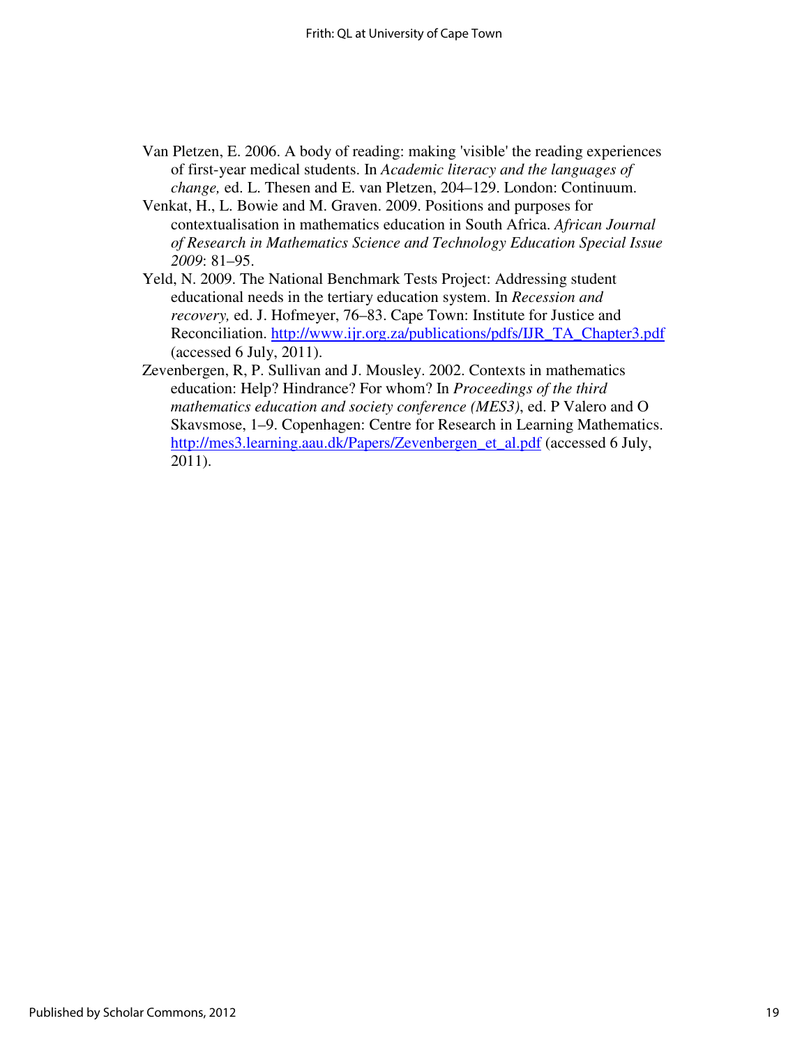Van Pletzen, E. 2006. A body of reading: making 'visible' the reading experiences of first-year medical students. In *Academic literacy and the languages of change,* ed. L. Thesen and E. van Pletzen, 204–129. London: Continuum.

Venkat, H., L. Bowie and M. Graven. 2009. Positions and purposes for contextualisation in mathematics education in South Africa. *African Journal of Research in Mathematics Science and Technology Education Special Issue 2009*: 81–95.

Yeld, N. 2009. The National Benchmark Tests Project: Addressing student educational needs in the tertiary education system. In *Recession and recovery,* ed. J. Hofmeyer, 76–83. Cape Town: Institute for Justice and Reconciliation. http://www.ijr.org.za/publications/pdfs/IJR_TA_Chapter3.pdf (accessed 6 July, 2011).

Zevenbergen, R, P. Sullivan and J. Mousley. 2002. Contexts in mathematics education: Help? Hindrance? For whom? In *Proceedings of the third mathematics education and society conference (MES3)*, ed. P Valero and O Skavsmose, 1–9. Copenhagen: Centre for Research in Learning Mathematics. http://mes3.learning.aau.dk/Papers/Zevenbergen_et_al.pdf (accessed 6 July, 2011).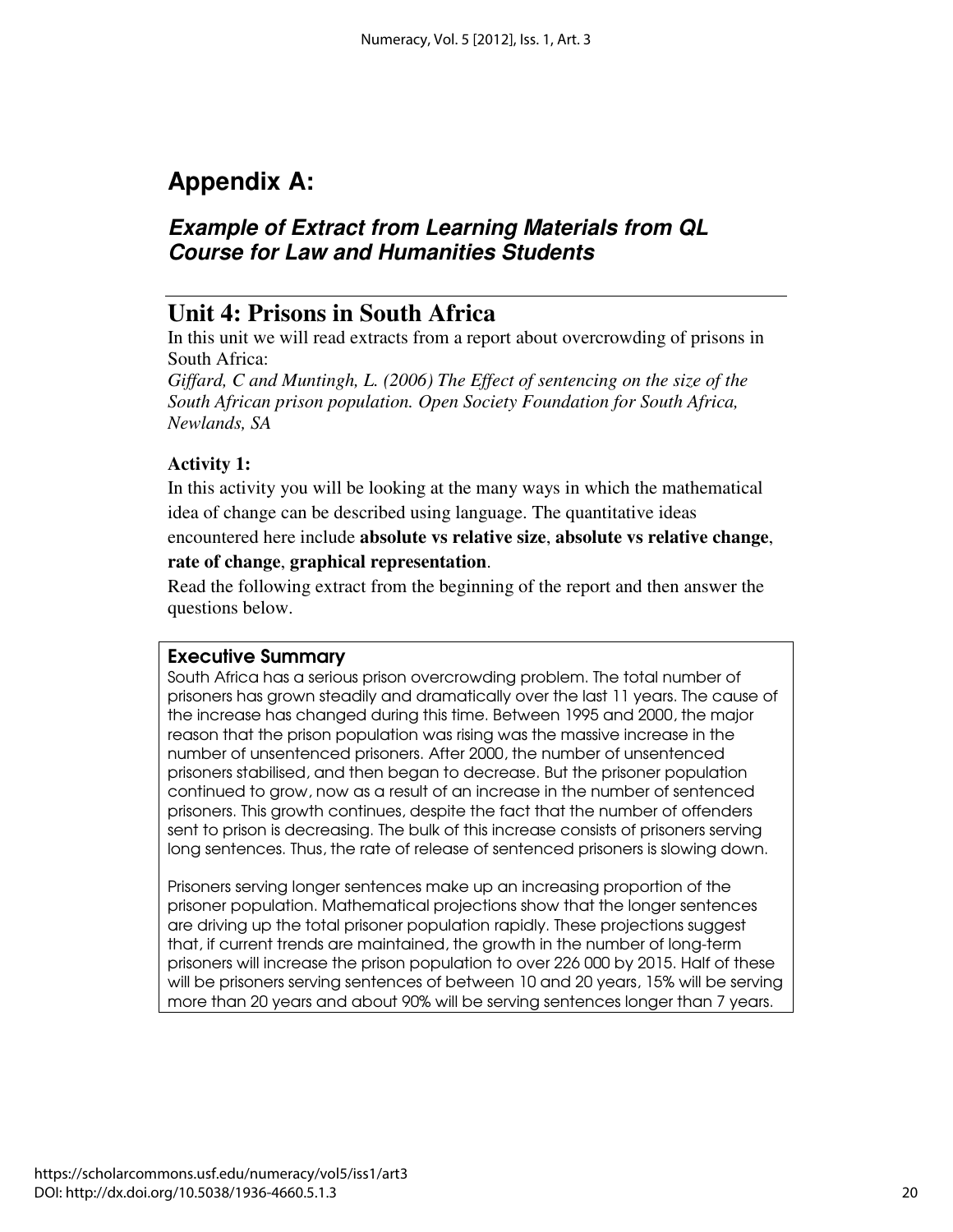# Appendix A:

## *Example of Extract from Learning Materials from QL Course for Law and Humanities Students*

## Unit 4: Prisons in South Africa

In this unit we will read extracts from a report about overcrowding of prisons in South Africa:

*Giffard, C and Muntingh, L. (2006) The Effect of sentencing on the size of the South African prison population. Open Society Foundation for South Africa, Newlands, SA*

**Activity 1:**

In this activity you will be looking at the many ways in which the mathematical idea of change can be described using language. The quantitative ideas encountered here include **absolute vs relative size**, **absolute vs relative change**, **rate of change**, **graphical representation**.

Read the following extract from the beginning of the report and then answer the questions below.

> **Executive Summary**
>
> South Africa has a serious prison overcrowding problem. The total number of prisoners has grown steadily and dramatically over the last 11 years. The cause of the increase has changed during this time. Between 1995 and 2000, the major reason that the prison population was rising was the massive increase in the number of unsentenced prisoners. After 2000, the number of unsentenced prisoners stabilised, and then began to decrease. But the prisoner population continued to grow, now as a result of an increase in the number of sentenced prisoners. This growth continues, despite the fact that the number of offenders sent to prison is decreasing. The bulk of this increase consists of prisoners serving long sentences. Thus, the rate of release of sentenced prisoners is slowing down.
>
> Prisoners serving longer sentences make up an increasing proportion of the prisoner population. Mathematical projections show that the longer sentences are driving up the total prisoner population rapidly. These projections suggest that, if current trends are maintained, the growth in the number of long-term prisoners will increase the prison population to over 226 000 by 2015. Half of these will be prisoners serving sentences of between 10 and 20 years, 15% will be serving more than 20 years and about 90% will be serving sentences longer than 7 years.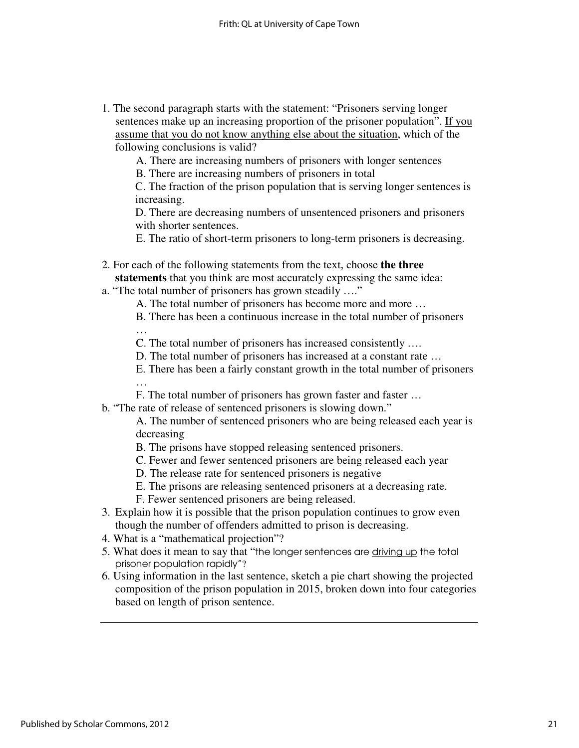1. The second paragraph starts with the statement: "Prisoners serving longer sentences make up an increasing proportion of the prisoner population". If you assume that you do not know anything else about the situation, which of the following conclusions is valid?

   A. There are increasing numbers of prisoners with longer sentences

   B. There are increasing numbers of prisoners in total

   C. The fraction of the prison population that is serving longer sentences is increasing.

   D. There are decreasing numbers of unsentenced prisoners and prisoners with shorter sentences.

   E. The ratio of short-term prisoners to long-term prisoners is decreasing.

2. For each of the following statements from the text, choose **the three statements** that you think are most accurately expressing the same idea:

   a. "The total number of prisoners has grown steadily …."

   A. The total number of prisoners has become more and more …

   B. There has been a continuous increase in the total number of prisoners …

   C. The total number of prisoners has increased consistently ….

   D. The total number of prisoners has increased at a constant rate …

   E. There has been a fairly constant growth in the total number of prisoners …

   F. The total number of prisoners has grown faster and faster …

   b. "The rate of release of sentenced prisoners is slowing down."

   A. The number of sentenced prisoners who are being released each year is decreasing

   B. The prisons have stopped releasing sentenced prisoners.

   C. Fewer and fewer sentenced prisoners are being released each year

   D. The release rate for sentenced prisoners is negative

   E. The prisons are releasing sentenced prisoners at a decreasing rate.

   F. Fewer sentenced prisoners are being released.

3. Explain how it is possible that the prison population continues to grow even though the number of offenders admitted to prison is decreasing.
4. What is a "mathematical projection"?
5. What does it mean to say that "the longer sentences are driving up the total prisoner population rapidly"?
6. Using information in the last sentence, sketch a pie chart showing the projected composition of the prison population in 2015, broken down into four categories based on length of prison sentence.

---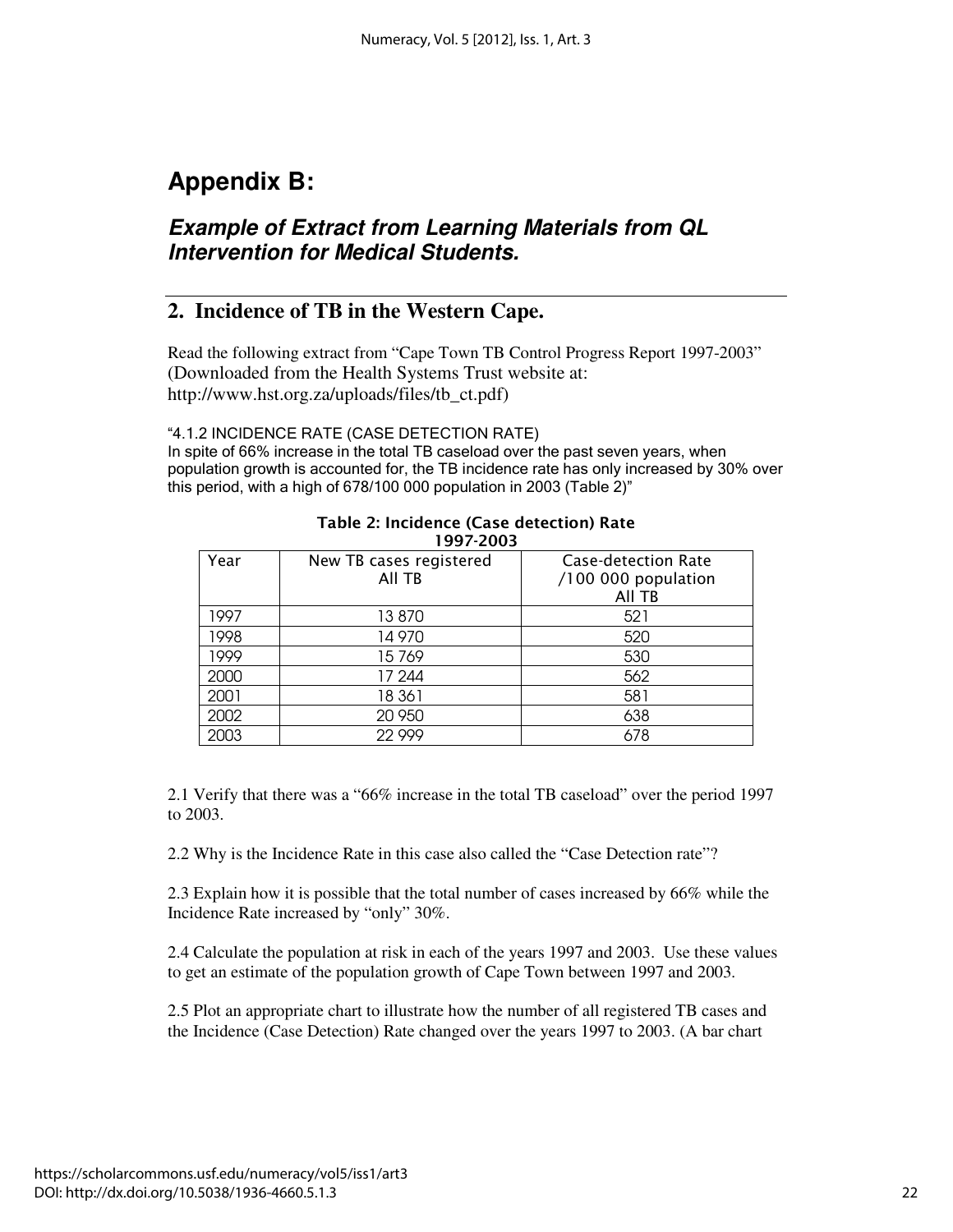# Appendix B:

## *Example of Extract from Learning Materials from QL Intervention for Medical Students.*

## 2. Incidence of TB in the Western Cape.

Read the following extract from "Cape Town TB Control Progress Report 1997-2003" (Downloaded from the Health Systems Trust website at: http://www.hst.org.za/uploads/files/tb_ct.pdf)

"4.1.2 INCIDENCE RATE (CASE DETECTION RATE)
In spite of 66% increase in the total TB caseload over the past seven years, when population growth is accounted for, the TB incidence rate has only increased by 30% over this period, with a high of 678/100 000 population in 2003 (Table 2)"

**Table 2: Incidence (Case detection) Rate 1997-2003**

| Year | New TB cases registered All TB | Case-detection Rate /100 000 population All TB |
|---|---|---|
| 1997 | 13 870 | 521 |
| 1998 | 14 970 | 520 |
| 1999 | 15 769 | 530 |
| 2000 | 17 244 | 562 |
| 2001 | 18 361 | 581 |
| 2002 | 20 950 | 638 |
| 2003 | 22 999 | 678 |

2.1 Verify that there was a "66% increase in the total TB caseload" over the period 1997 to 2003.

2.2 Why is the Incidence Rate in this case also called the "Case Detection rate"?

2.3 Explain how it is possible that the total number of cases increased by 66% while the Incidence Rate increased by "only" 30%.

2.4 Calculate the population at risk in each of the years 1997 and 2003. Use these values to get an estimate of the population growth of Cape Town between 1997 and 2003.

2.5 Plot an appropriate chart to illustrate how the number of all registered TB cases and the Incidence (Case Detection) Rate changed over the years 1997 to 2003. (A bar chart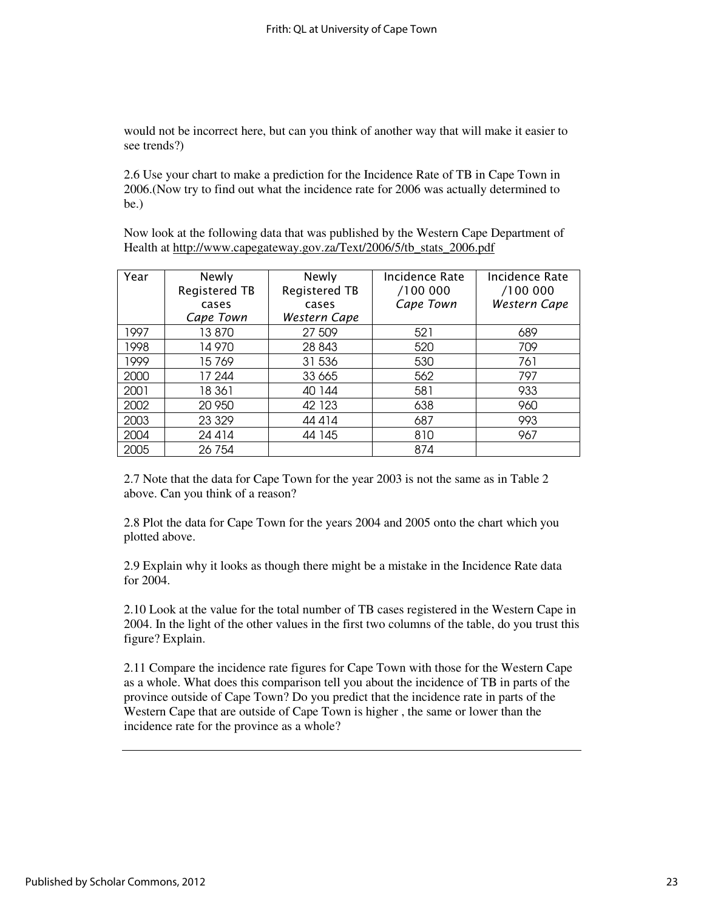would not be incorrect here, but can you think of another way that will make it easier to see trends?)

2.6 Use your chart to make a prediction for the Incidence Rate of TB in Cape Town in 2006.(Now try to find out what the incidence rate for 2006 was actually determined to be.)

Now look at the following data that was published by the Western Cape Department of Health at http://www.capegateway.gov.za/Text/2006/5/tb_stats_2006.pdf

| Year | Newly Registered TB cases *Cape Town* | Newly Registered TB cases *Western Cape* | Incidence Rate /100 000 *Cape Town* | Incidence Rate /100 000 *Western Cape* |
|---|---|---|---|---|
| 1997 | 13 870 | 27 509 | 521 | 689 |
| 1998 | 14 970 | 28 843 | 520 | 709 |
| 1999 | 15 769 | 31 536 | 530 | 761 |
| 2000 | 17 244 | 33 665 | 562 | 797 |
| 2001 | 18 361 | 40 144 | 581 | 933 |
| 2002 | 20 950 | 42 123 | 638 | 960 |
| 2003 | 23 329 | 44 414 | 687 | 993 |
| 2004 | 24 414 | 44 145 | 810 | 967 |
| 2005 | 26 754 | | 874 | |

2.7 Note that the data for Cape Town for the year 2003 is not the same as in Table 2 above. Can you think of a reason?

2.8 Plot the data for Cape Town for the years 2004 and 2005 onto the chart which you plotted above.

2.9 Explain why it looks as though there might be a mistake in the Incidence Rate data for 2004.

2.10 Look at the value for the total number of TB cases registered in the Western Cape in 2004. In the light of the other values in the first two columns of the table, do you trust this figure? Explain.

2.11 Compare the incidence rate figures for Cape Town with those for the Western Cape as a whole. What does this comparison tell you about the incidence of TB in parts of the province outside of Cape Town? Do you predict that the incidence rate in parts of the Western Cape that are outside of Cape Town is higher , the same or lower than the incidence rate for the province as a whole?